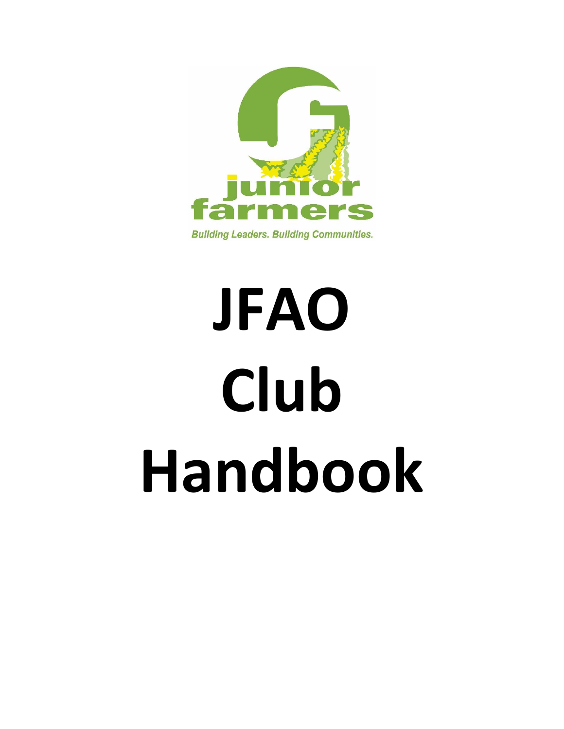junior farmers

*Building Leaders. Building Communities.*

# JFAO Club Handbook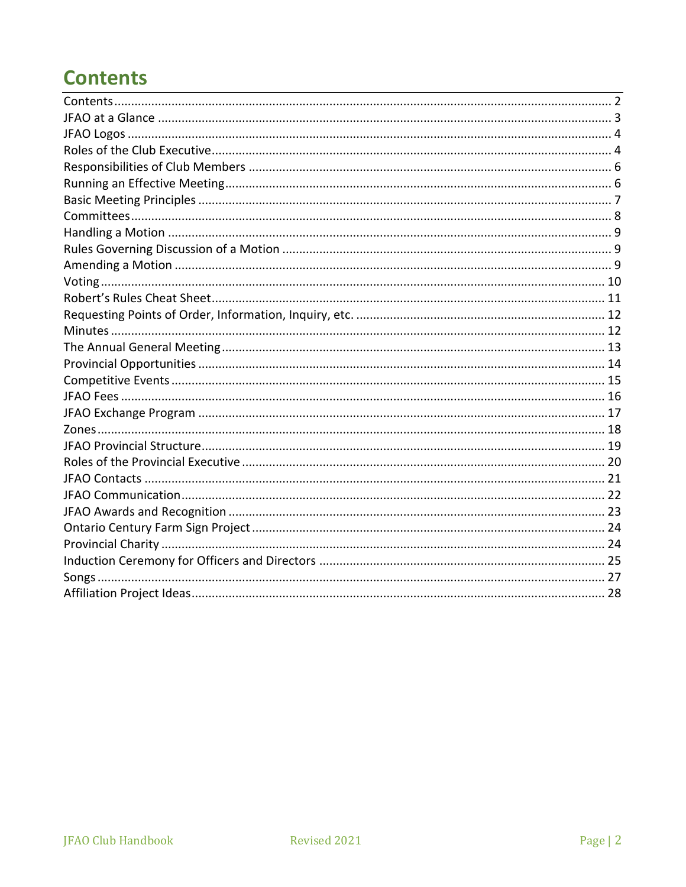# Contents

| Section | Page |
|---|---|
| Contents | 2 |
| JFAO at a Glance | 3 |
| JFAO Logos | 4 |
| Roles of the Club Executive | 4 |
| Responsibilities of Club Members | 6 |
| Running an Effective Meeting | 6 |
| Basic Meeting Principles | 7 |
| Committees | 8 |
| Handling a Motion | 9 |
| Rules Governing Discussion of a Motion | 9 |
| Amending a Motion | 9 |
| Voting | 10 |
| Robert's Rules Cheat Sheet | 11 |
| Requesting Points of Order, Information, Inquiry, etc. | 12 |
| Minutes | 12 |
| The Annual General Meeting | 13 |
| Provincial Opportunities | 14 |
| Competitive Events | 15 |
| JFAO Fees | 16 |
| JFAO Exchange Program | 17 |
| Zones | 18 |
| JFAO Provincial Structure | 19 |
| Roles of the Provincial Executive | 20 |
| JFAO Contacts | 21 |
| JFAO Communication | 22 |
| JFAO Awards and Recognition | 23 |
| Ontario Century Farm Sign Project | 24 |
| Provincial Charity | 24 |
| Induction Ceremony for Officers and Directors | 25 |
| Songs | 27 |
| Affiliation Project Ideas | 28 |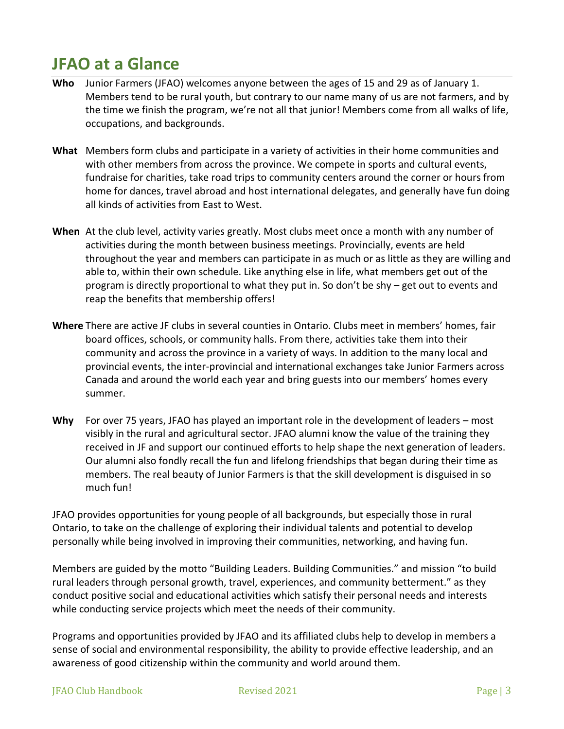# JFAO at a Glance

**Who** Junior Farmers (JFAO) welcomes anyone between the ages of 15 and 29 as of January 1. Members tend to be rural youth, but contrary to our name many of us are not farmers, and by the time we finish the program, we're not all that junior! Members come from all walks of life, occupations, and backgrounds.

**What** Members form clubs and participate in a variety of activities in their home communities and with other members from across the province. We compete in sports and cultural events, fundraise for charities, take road trips to community centers around the corner or hours from home for dances, travel abroad and host international delegates, and generally have fun doing all kinds of activities from East to West.

**When** At the club level, activity varies greatly. Most clubs meet once a month with any number of activities during the month between business meetings. Provincially, events are held throughout the year and members can participate in as much or as little as they are willing and able to, within their own schedule. Like anything else in life, what members get out of the program is directly proportional to what they put in. So don't be shy – get out to events and reap the benefits that membership offers!

**Where** There are active JF clubs in several counties in Ontario. Clubs meet in members' homes, fair board offices, schools, or community halls. From there, activities take them into their community and across the province in a variety of ways. In addition to the many local and provincial events, the inter-provincial and international exchanges take Junior Farmers across Canada and around the world each year and bring guests into our members' homes every summer.

**Why** For over 75 years, JFAO has played an important role in the development of leaders – most visibly in the rural and agricultural sector. JFAO alumni know the value of the training they received in JF and support our continued efforts to help shape the next generation of leaders. Our alumni also fondly recall the fun and lifelong friendships that began during their time as members. The real beauty of Junior Farmers is that the skill development is disguised in so much fun!

JFAO provides opportunities for young people of all backgrounds, but especially those in rural Ontario, to take on the challenge of exploring their individual talents and potential to develop personally while being involved in improving their communities, networking, and having fun.

Members are guided by the motto "Building Leaders. Building Communities." and mission "to build rural leaders through personal growth, travel, experiences, and community betterment." as they conduct positive social and educational activities which satisfy their personal needs and interests while conducting service projects which meet the needs of their community.

Programs and opportunities provided by JFAO and its affiliated clubs help to develop in members a sense of social and environmental responsibility, the ability to provide effective leadership, and an awareness of good citizenship within the community and world around them.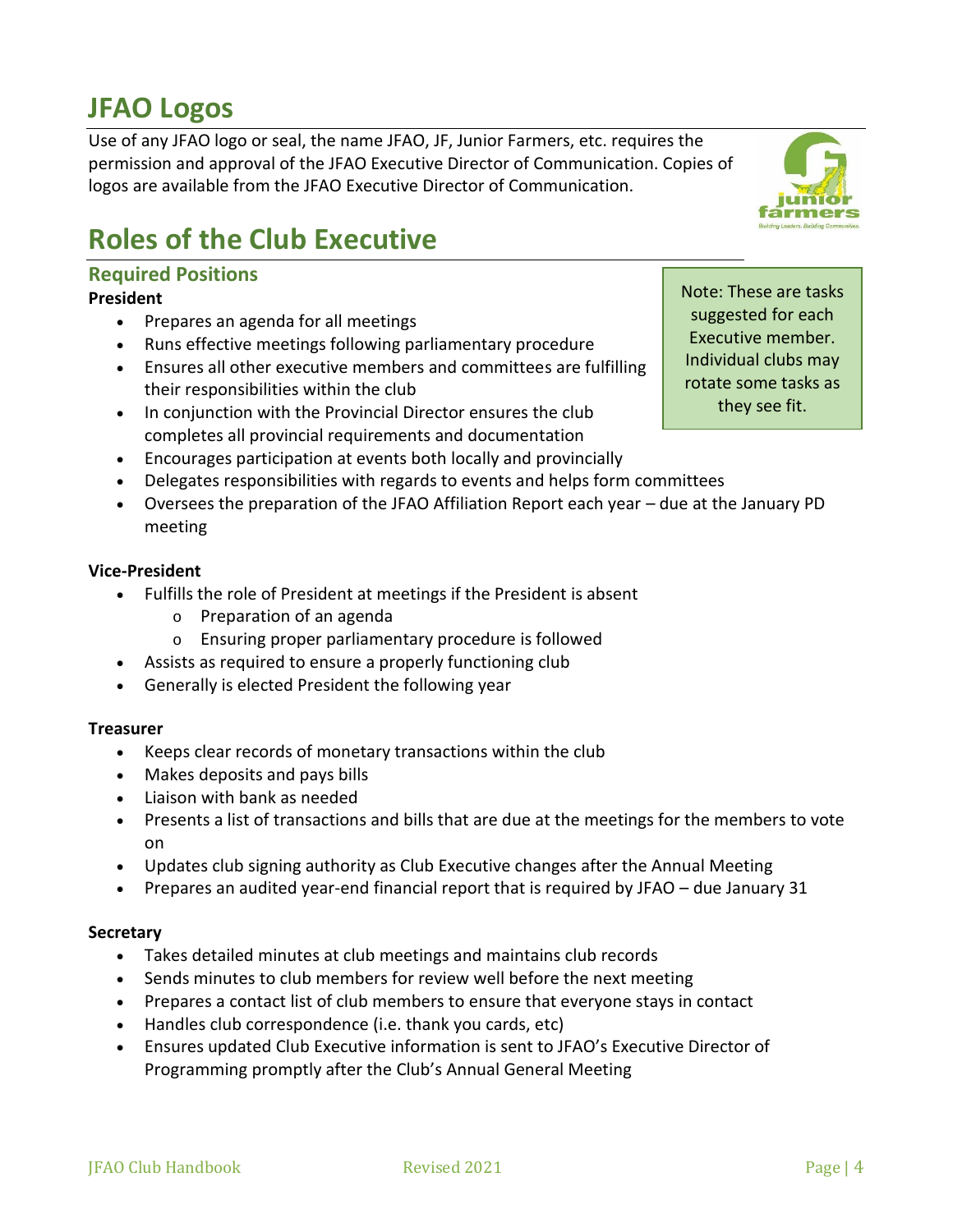# JFAO Logos

Use of any JFAO logo or seal, the name JFAO, JF, Junior Farmers, etc. requires the permission and approval of the JFAO Executive Director of Communication. Copies of logos are available from the JFAO Executive Director of Communication.

# Roles of the Club Executive

## Required Positions

> Note: These are tasks suggested for each Executive member. Individual clubs may rotate some tasks as they see fit.

**President**

- Prepares an agenda for all meetings
- Runs effective meetings following parliamentary procedure
- Ensures all other executive members and committees are fulfilling their responsibilities within the club
- In conjunction with the Provincial Director ensures the club completes all provincial requirements and documentation
- Encourages participation at events both locally and provincially
- Delegates responsibilities with regards to events and helps form committees
- Oversees the preparation of the JFAO Affiliation Report each year – due at the January PD meeting

**Vice-President**

- Fulfills the role of President at meetings if the President is absent
  - Preparation of an agenda
  - Ensuring proper parliamentary procedure is followed
- Assists as required to ensure a properly functioning club
- Generally is elected President the following year

**Treasurer**

- Keeps clear records of monetary transactions within the club
- Makes deposits and pays bills
- Liaison with bank as needed
- Presents a list of transactions and bills that are due at the meetings for the members to vote on
- Updates club signing authority as Club Executive changes after the Annual Meeting
- Prepares an audited year-end financial report that is required by JFAO – due January 31

**Secretary**

- Takes detailed minutes at club meetings and maintains club records
- Sends minutes to club members for review well before the next meeting
- Prepares a contact list of club members to ensure that everyone stays in contact
- Handles club correspondence (i.e. thank you cards, etc)
- Ensures updated Club Executive information is sent to JFAO's Executive Director of Programming promptly after the Club's Annual General Meeting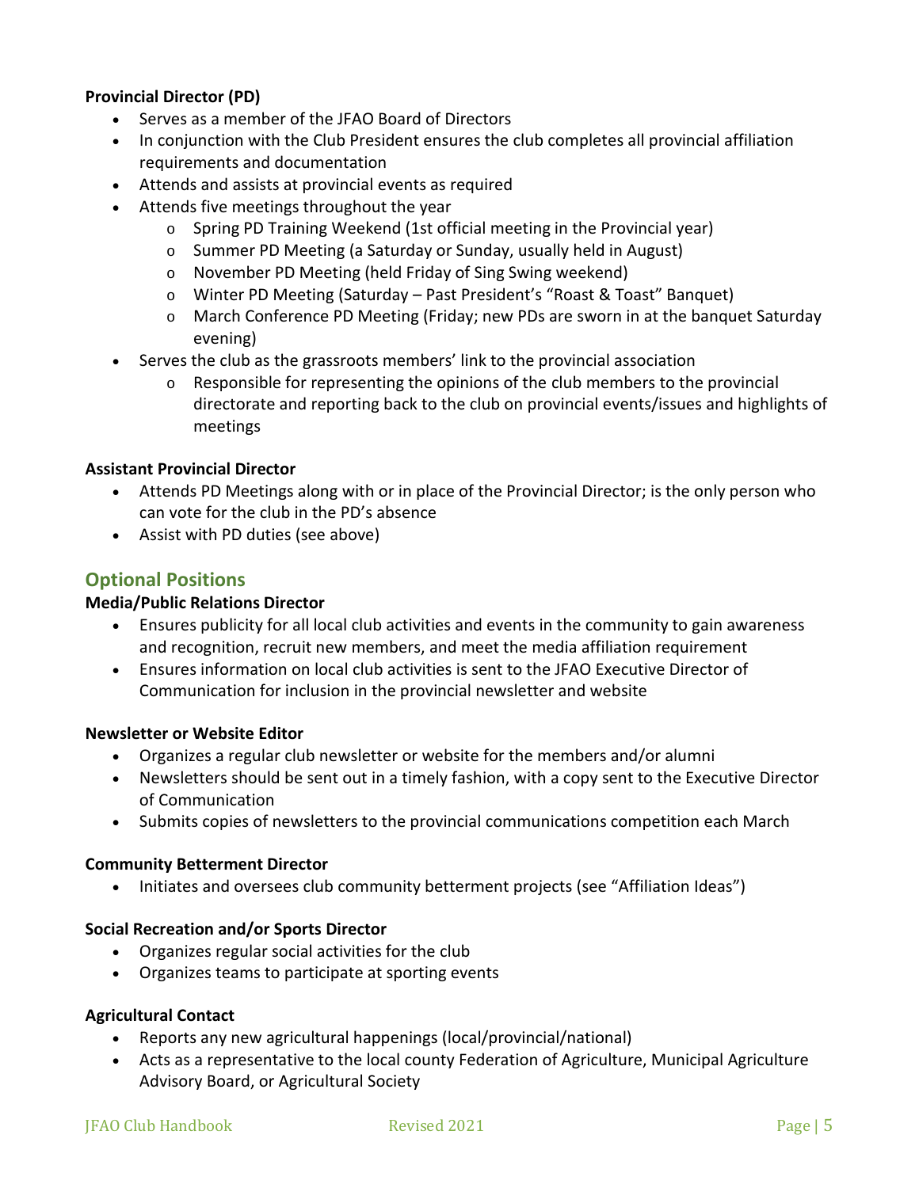**Provincial Director (PD)**

- Serves as a member of the JFAO Board of Directors
- In conjunction with the Club President ensures the club completes all provincial affiliation requirements and documentation
- Attends and assists at provincial events as required
- Attends five meetings throughout the year
  - Spring PD Training Weekend (1st official meeting in the Provincial year)
  - Summer PD Meeting (a Saturday or Sunday, usually held in August)
  - November PD Meeting (held Friday of Sing Swing weekend)
  - Winter PD Meeting (Saturday – Past President's "Roast & Toast" Banquet)
  - March Conference PD Meeting (Friday; new PDs are sworn in at the banquet Saturday evening)
- Serves the club as the grassroots members' link to the provincial association
  - Responsible for representing the opinions of the club members to the provincial directorate and reporting back to the club on provincial events/issues and highlights of meetings

**Assistant Provincial Director**

- Attends PD Meetings along with or in place of the Provincial Director; is the only person who can vote for the club in the PD's absence
- Assist with PD duties (see above)

## Optional Positions

**Media/Public Relations Director**

- Ensures publicity for all local club activities and events in the community to gain awareness and recognition, recruit new members, and meet the media affiliation requirement
- Ensures information on local club activities is sent to the JFAO Executive Director of Communication for inclusion in the provincial newsletter and website

**Newsletter or Website Editor**

- Organizes a regular club newsletter or website for the members and/or alumni
- Newsletters should be sent out in a timely fashion, with a copy sent to the Executive Director of Communication
- Submits copies of newsletters to the provincial communications competition each March

**Community Betterment Director**

- Initiates and oversees club community betterment projects (see "Affiliation Ideas")

**Social Recreation and/or Sports Director**

- Organizes regular social activities for the club
- Organizes teams to participate at sporting events

**Agricultural Contact**

- Reports any new agricultural happenings (local/provincial/national)
- Acts as a representative to the local county Federation of Agriculture, Municipal Agriculture Advisory Board, or Agricultural Society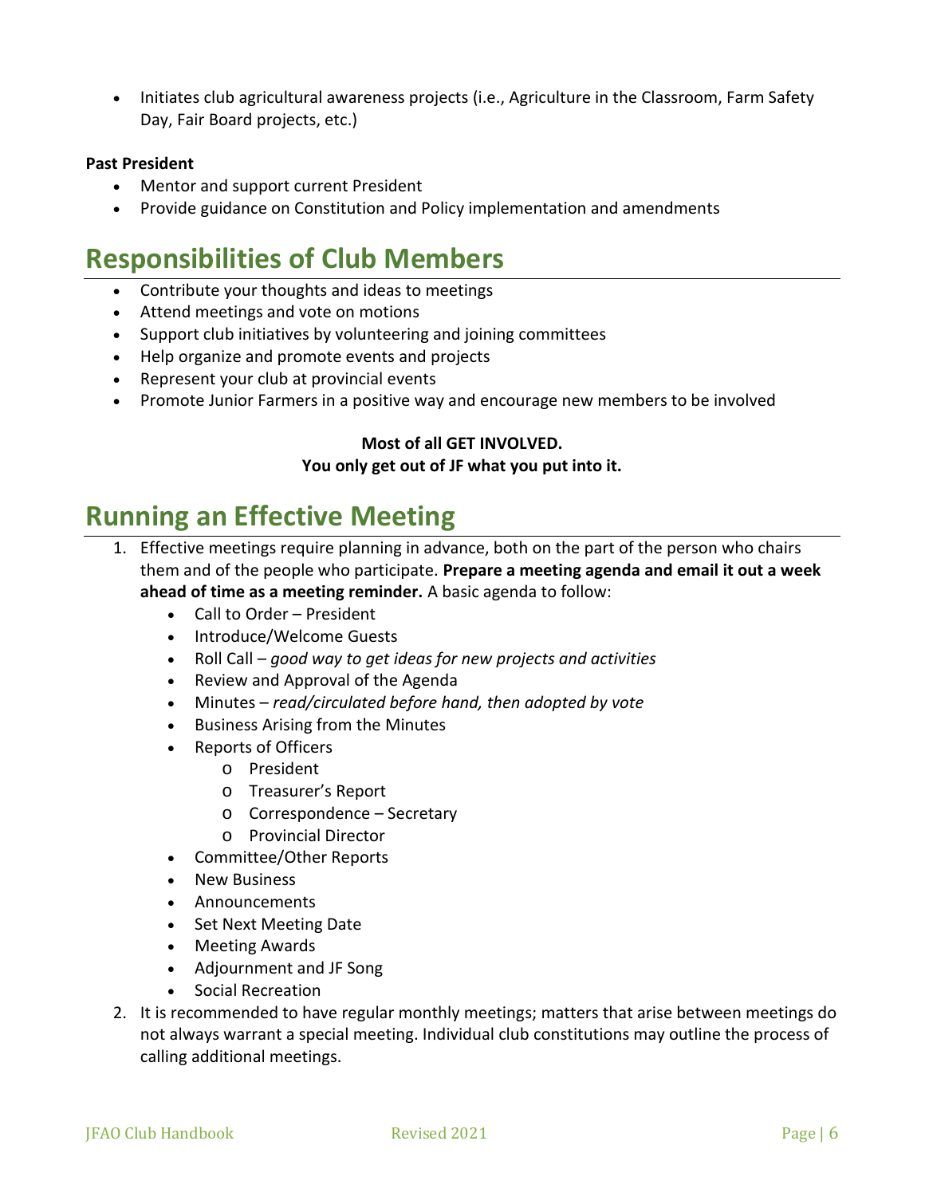- Initiates club agricultural awareness projects (i.e., Agriculture in the Classroom, Farm Safety Day, Fair Board projects, etc.)

**Past President**

- Mentor and support current President
- Provide guidance on Constitution and Policy implementation and amendments

# Responsibilities of Club Members

- Contribute your thoughts and ideas to meetings
- Attend meetings and vote on motions
- Support club initiatives by volunteering and joining committees
- Help organize and promote events and projects
- Represent your club at provincial events
- Promote Junior Farmers in a positive way and encourage new members to be involved

**Most of all GET INVOLVED.**
**You only get out of JF what you put into it.**

# Running an Effective Meeting

1. Effective meetings require planning in advance, both on the part of the person who chairs them and of the people who participate. **Prepare a meeting agenda and email it out a week ahead of time as a meeting reminder.** A basic agenda to follow:
   - Call to Order – President
   - Introduce/Welcome Guests
   - Roll Call – *good way to get ideas for new projects and activities*
   - Review and Approval of the Agenda
   - Minutes – *read/circulated before hand, then adopted by vote*
   - Business Arising from the Minutes
   - Reports of Officers
     - President
     - Treasurer's Report
     - Correspondence – Secretary
     - Provincial Director
   - Committee/Other Reports
   - New Business
   - Announcements
   - Set Next Meeting Date
   - Meeting Awards
   - Adjournment and JF Song
   - Social Recreation
2. It is recommended to have regular monthly meetings; matters that arise between meetings do not always warrant a special meeting. Individual club constitutions may outline the process of calling additional meetings.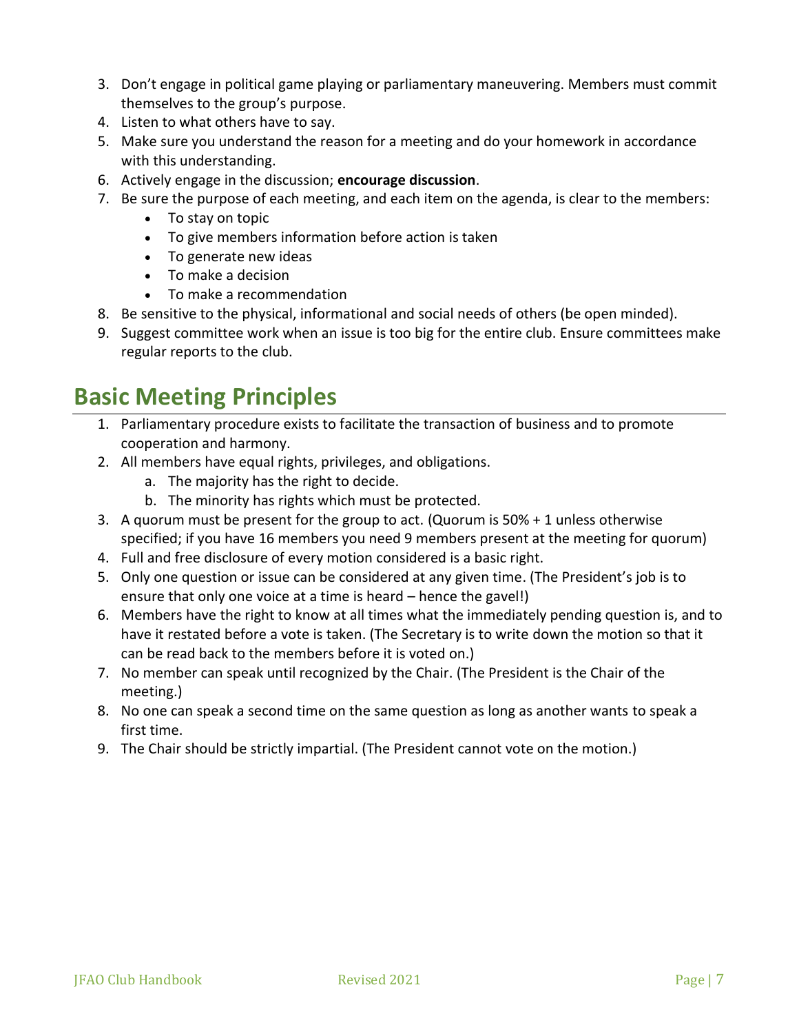3. Don't engage in political game playing or parliamentary maneuvering. Members must commit themselves to the group's purpose.
4. Listen to what others have to say.
5. Make sure you understand the reason for a meeting and do your homework in accordance with this understanding.
6. Actively engage in the discussion; **encourage discussion**.
7. Be sure the purpose of each meeting, and each item on the agenda, is clear to the members:
    - To stay on topic
    - To give members information before action is taken
    - To generate new ideas
    - To make a decision
    - To make a recommendation
8. Be sensitive to the physical, informational and social needs of others (be open minded).
9. Suggest committee work when an issue is too big for the entire club. Ensure committees make regular reports to the club.

## Basic Meeting Principles

1. Parliamentary procedure exists to facilitate the transaction of business and to promote cooperation and harmony.
2. All members have equal rights, privileges, and obligations.
    a. The majority has the right to decide.
    b. The minority has rights which must be protected.
3. A quorum must be present for the group to act. (Quorum is 50% + 1 unless otherwise specified; if you have 16 members you need 9 members present at the meeting for quorum)
4. Full and free disclosure of every motion considered is a basic right.
5. Only one question or issue can be considered at any given time. (The President's job is to ensure that only one voice at a time is heard – hence the gavel!)
6. Members have the right to know at all times what the immediately pending question is, and to have it restated before a vote is taken. (The Secretary is to write down the motion so that it can be read back to the members before it is voted on.)
7. No member can speak until recognized by the Chair. (The President is the Chair of the meeting.)
8. No one can speak a second time on the same question as long as another wants to speak a first time.
9. The Chair should be strictly impartial. (The President cannot vote on the motion.)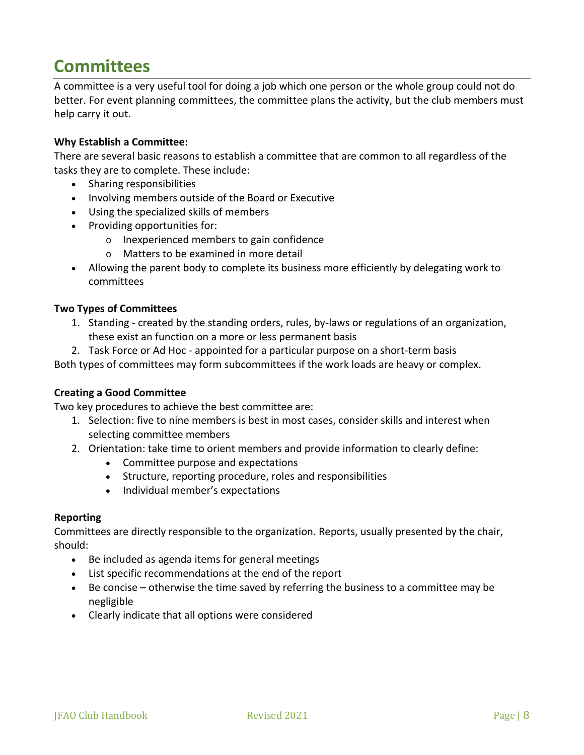# Committees

A committee is a very useful tool for doing a job which one person or the whole group could not do better. For event planning committees, the committee plans the activity, but the club members must help carry it out.

**Why Establish a Committee:**

There are several basic reasons to establish a committee that are common to all regardless of the tasks they are to complete. These include:

- Sharing responsibilities
- Involving members outside of the Board or Executive
- Using the specialized skills of members
- Providing opportunities for:
  - Inexperienced members to gain confidence
  - Matters to be examined in more detail
- Allowing the parent body to complete its business more efficiently by delegating work to committees

**Two Types of Committees**

1. Standing - created by the standing orders, rules, by-laws or regulations of an organization, these exist an function on a more or less permanent basis
2. Task Force or Ad Hoc - appointed for a particular purpose on a short-term basis

Both types of committees may form subcommittees if the work loads are heavy or complex.

**Creating a Good Committee**

Two key procedures to achieve the best committee are:

1. Selection: five to nine members is best in most cases, consider skills and interest when selecting committee members
2. Orientation: take time to orient members and provide information to clearly define:
   - Committee purpose and expectations
   - Structure, reporting procedure, roles and responsibilities
   - Individual member's expectations

**Reporting**

Committees are directly responsible to the organization. Reports, usually presented by the chair, should:

- Be included as agenda items for general meetings
- List specific recommendations at the end of the report
- Be concise – otherwise the time saved by referring the business to a committee may be negligible
- Clearly indicate that all options were considered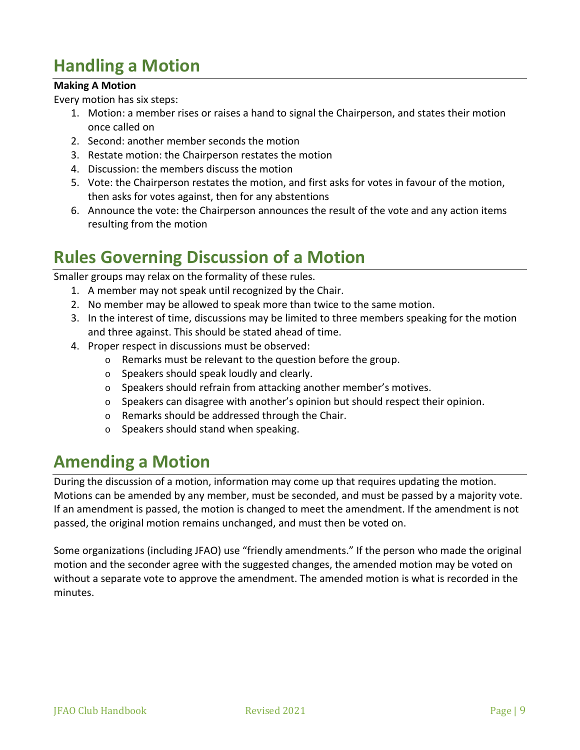# Handling a Motion

**Making A Motion**

Every motion has six steps:

1. Motion: a member rises or raises a hand to signal the Chairperson, and states their motion once called on
2. Second: another member seconds the motion
3. Restate motion: the Chairperson restates the motion
4. Discussion: the members discuss the motion
5. Vote: the Chairperson restates the motion, and first asks for votes in favour of the motion, then asks for votes against, then for any abstentions
6. Announce the vote: the Chairperson announces the result of the vote and any action items resulting from the motion

# Rules Governing Discussion of a Motion

Smaller groups may relax on the formality of these rules.

1. A member may not speak until recognized by the Chair.
2. No member may be allowed to speak more than twice to the same motion.
3. In the interest of time, discussions may be limited to three members speaking for the motion and three against. This should be stated ahead of time.
4. Proper respect in discussions must be observed:
   - Remarks must be relevant to the question before the group.
   - Speakers should speak loudly and clearly.
   - Speakers should refrain from attacking another member's motives.
   - Speakers can disagree with another's opinion but should respect their opinion.
   - Remarks should be addressed through the Chair.
   - Speakers should stand when speaking.

# Amending a Motion

During the discussion of a motion, information may come up that requires updating the motion. Motions can be amended by any member, must be seconded, and must be passed by a majority vote. If an amendment is passed, the motion is changed to meet the amendment. If the amendment is not passed, the original motion remains unchanged, and must then be voted on.

Some organizations (including JFAO) use "friendly amendments." If the person who made the original motion and the seconder agree with the suggested changes, the amended motion may be voted on without a separate vote to approve the amendment. The amended motion is what is recorded in the minutes.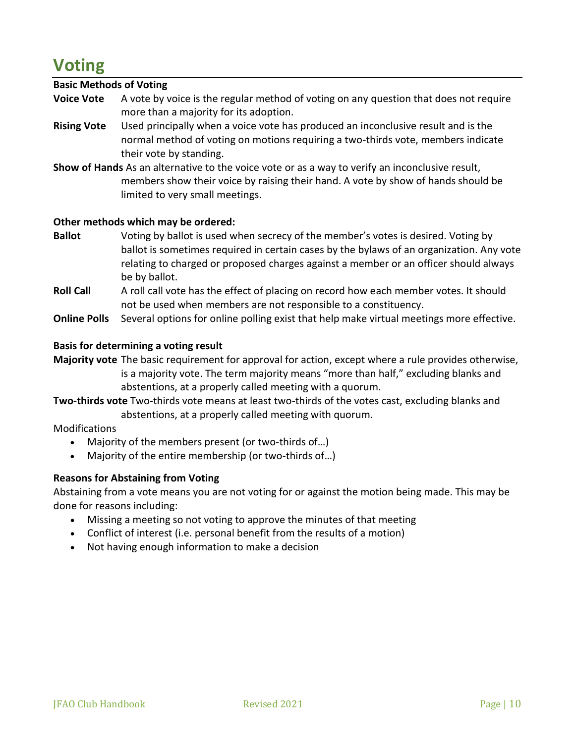# Voting

**Basic Methods of Voting**

**Voice Vote** A vote by voice is the regular method of voting on any question that does not require more than a majority for its adoption.

**Rising Vote** Used principally when a voice vote has produced an inconclusive result and is the normal method of voting on motions requiring a two-thirds vote, members indicate their vote by standing.

**Show of Hands** As an alternative to the voice vote or as a way to verify an inconclusive result, members show their voice by raising their hand. A vote by show of hands should be limited to very small meetings.

**Other methods which may be ordered:**

**Ballot** Voting by ballot is used when secrecy of the member's votes is desired. Voting by ballot is sometimes required in certain cases by the bylaws of an organization. Any vote relating to charged or proposed charges against a member or an officer should always be by ballot.

**Roll Call** A roll call vote has the effect of placing on record how each member votes. It should not be used when members are not responsible to a constituency.

**Online Polls** Several options for online polling exist that help make virtual meetings more effective.

**Basis for determining a voting result**

**Majority vote** The basic requirement for approval for action, except where a rule provides otherwise, is a majority vote. The term majority means "more than half," excluding blanks and abstentions, at a properly called meeting with a quorum.

**Two-thirds vote** Two-thirds vote means at least two-thirds of the votes cast, excluding blanks and abstentions, at a properly called meeting with quorum.

Modifications

- Majority of the members present (or two-thirds of…)
- Majority of the entire membership (or two-thirds of…)

**Reasons for Abstaining from Voting**

Abstaining from a vote means you are not voting for or against the motion being made. This may be done for reasons including:

- Missing a meeting so not voting to approve the minutes of that meeting
- Conflict of interest (i.e. personal benefit from the results of a motion)
- Not having enough information to make a decision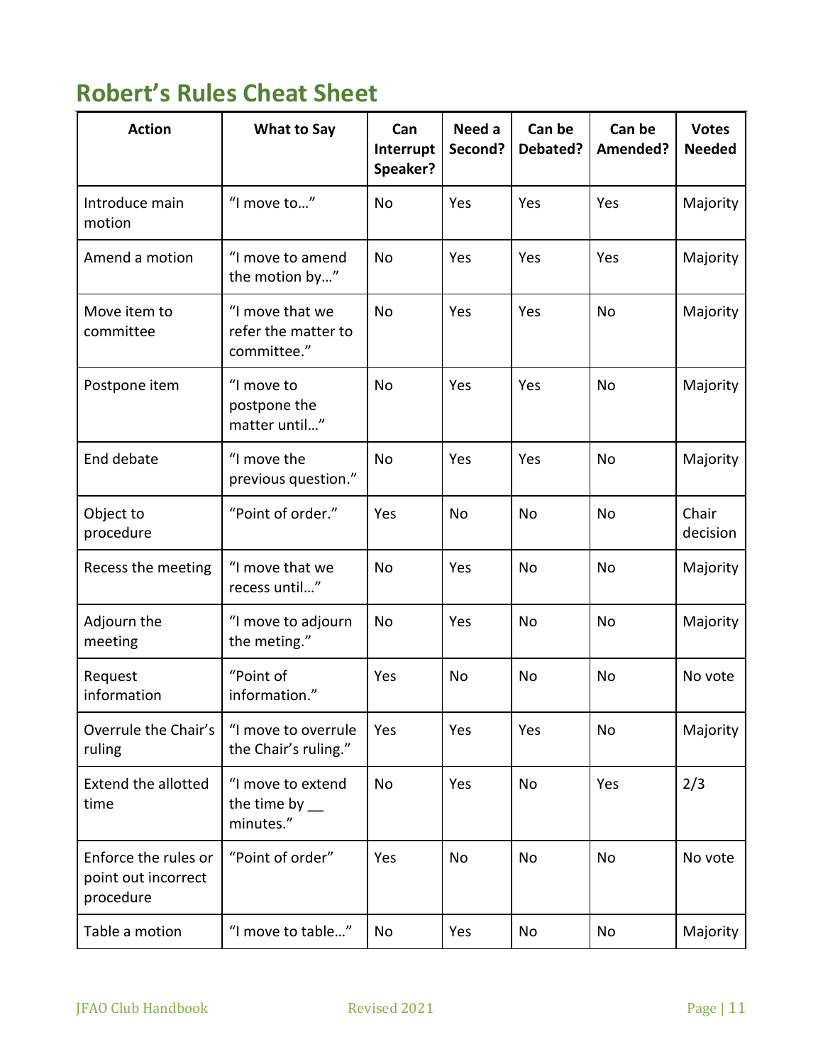## Robert's Rules Cheat Sheet

| Action | What to Say | Can Interrupt Speaker? | Need a Second? | Can be Debated? | Can be Amended? | Votes Needed |
|---|---|---|---|---|---|---|
| Introduce main motion | "I move to…" | No | Yes | Yes | Yes | Majority |
| Amend a motion | "I move to amend the motion by…" | No | Yes | Yes | Yes | Majority |
| Move item to committee | "I move that we refer the matter to committee." | No | Yes | Yes | No | Majority |
| Postpone item | "I move to postpone the matter until…" | No | Yes | Yes | No | Majority |
| End debate | "I move the previous question." | No | Yes | Yes | No | Majority |
| Object to procedure | "Point of order." | Yes | No | No | No | Chair decision |
| Recess the meeting | "I move that we recess until…" | No | Yes | No | No | Majority |
| Adjourn the meeting | "I move to adjourn the meting." | No | Yes | No | No | Majority |
| Request information | "Point of information." | Yes | No | No | No | No vote |
| Overrule the Chair's ruling | "I move to overrule the Chair's ruling." | Yes | Yes | Yes | No | Majority |
| Extend the allotted time | "I move to extend the time by __ minutes." | No | Yes | No | Yes | 2/3 |
| Enforce the rules or point out incorrect procedure | "Point of order" | Yes | No | No | No | No vote |
| Table a motion | "I move to table…" | No | Yes | No | No | Majority |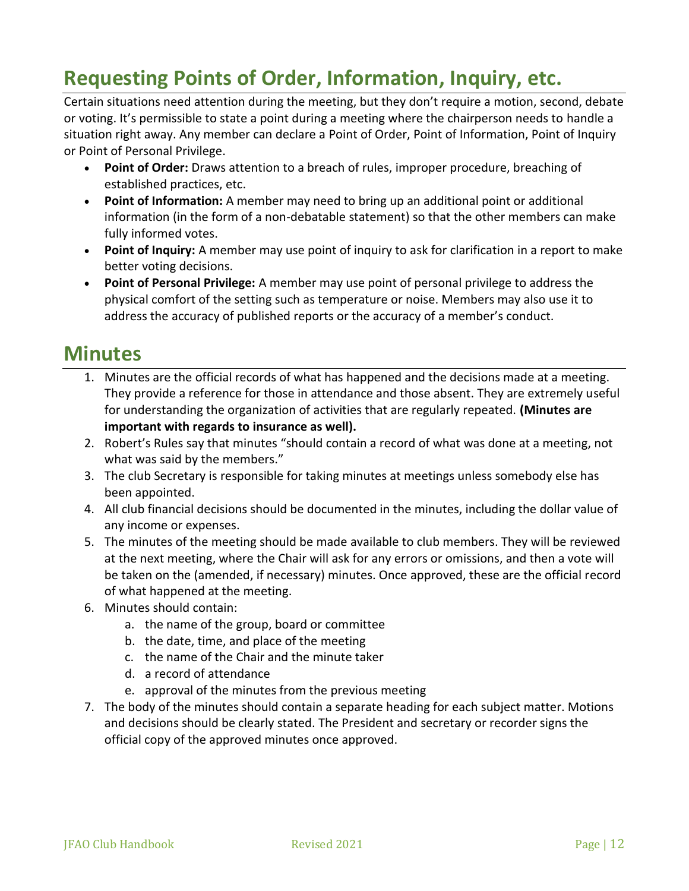## Requesting Points of Order, Information, Inquiry, etc.

Certain situations need attention during the meeting, but they don't require a motion, second, debate or voting. It's permissible to state a point during a meeting where the chairperson needs to handle a situation right away. Any member can declare a Point of Order, Point of Information, Point of Inquiry or Point of Personal Privilege.

- **Point of Order:** Draws attention to a breach of rules, improper procedure, breaching of established practices, etc.
- **Point of Information:** A member may need to bring up an additional point or additional information (in the form of a non-debatable statement) so that the other members can make fully informed votes.
- **Point of Inquiry:** A member may use point of inquiry to ask for clarification in a report to make better voting decisions.
- **Point of Personal Privilege:** A member may use point of personal privilege to address the physical comfort of the setting such as temperature or noise. Members may also use it to address the accuracy of published reports or the accuracy of a member's conduct.

## Minutes

1. Minutes are the official records of what has happened and the decisions made at a meeting. They provide a reference for those in attendance and those absent. They are extremely useful for understanding the organization of activities that are regularly repeated. **(Minutes are important with regards to insurance as well).**
2. Robert's Rules say that minutes "should contain a record of what was done at a meeting, not what was said by the members."
3. The club Secretary is responsible for taking minutes at meetings unless somebody else has been appointed.
4. All club financial decisions should be documented in the minutes, including the dollar value of any income or expenses.
5. The minutes of the meeting should be made available to club members. They will be reviewed at the next meeting, where the Chair will ask for any errors or omissions, and then a vote will be taken on the (amended, if necessary) minutes. Once approved, these are the official record of what happened at the meeting.
6. Minutes should contain:
    a. the name of the group, board or committee
    b. the date, time, and place of the meeting
    c. the name of the Chair and the minute taker
    d. a record of attendance
    e. approval of the minutes from the previous meeting
7. The body of the minutes should contain a separate heading for each subject matter. Motions and decisions should be clearly stated. The President and secretary or recorder signs the official copy of the approved minutes once approved.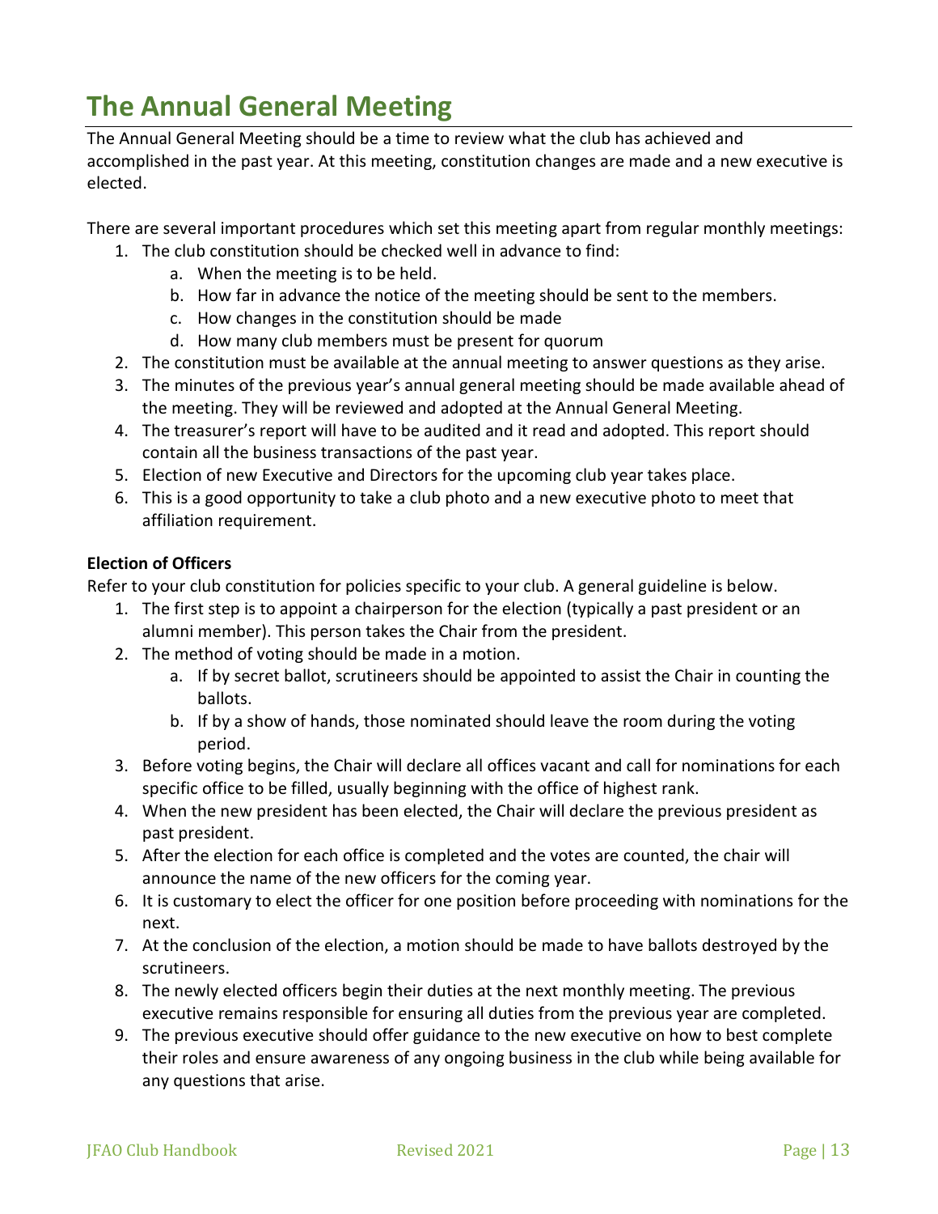# The Annual General Meeting

The Annual General Meeting should be a time to review what the club has achieved and accomplished in the past year. At this meeting, constitution changes are made and a new executive is elected.

There are several important procedures which set this meeting apart from regular monthly meetings:

1. The club constitution should be checked well in advance to find:
   a. When the meeting is to be held.
   b. How far in advance the notice of the meeting should be sent to the members.
   c. How changes in the constitution should be made
   d. How many club members must be present for quorum
2. The constitution must be available at the annual meeting to answer questions as they arise.
3. The minutes of the previous year's annual general meeting should be made available ahead of the meeting. They will be reviewed and adopted at the Annual General Meeting.
4. The treasurer's report will have to be audited and it read and adopted. This report should contain all the business transactions of the past year.
5. Election of new Executive and Directors for the upcoming club year takes place.
6. This is a good opportunity to take a club photo and a new executive photo to meet that affiliation requirement.

**Election of Officers**

Refer to your club constitution for policies specific to your club. A general guideline is below.

1. The first step is to appoint a chairperson for the election (typically a past president or an alumni member). This person takes the Chair from the president.
2. The method of voting should be made in a motion.
   a. If by secret ballot, scrutineers should be appointed to assist the Chair in counting the ballots.
   b. If by a show of hands, those nominated should leave the room during the voting period.
3. Before voting begins, the Chair will declare all offices vacant and call for nominations for each specific office to be filled, usually beginning with the office of highest rank.
4. When the new president has been elected, the Chair will declare the previous president as past president.
5. After the election for each office is completed and the votes are counted, the chair will announce the name of the new officers for the coming year.
6. It is customary to elect the officer for one position before proceeding with nominations for the next.
7. At the conclusion of the election, a motion should be made to have ballots destroyed by the scrutineers.
8. The newly elected officers begin their duties at the next monthly meeting. The previous executive remains responsible for ensuring all duties from the previous year are completed.
9. The previous executive should offer guidance to the new executive on how to best complete their roles and ensure awareness of any ongoing business in the club while being available for any questions that arise.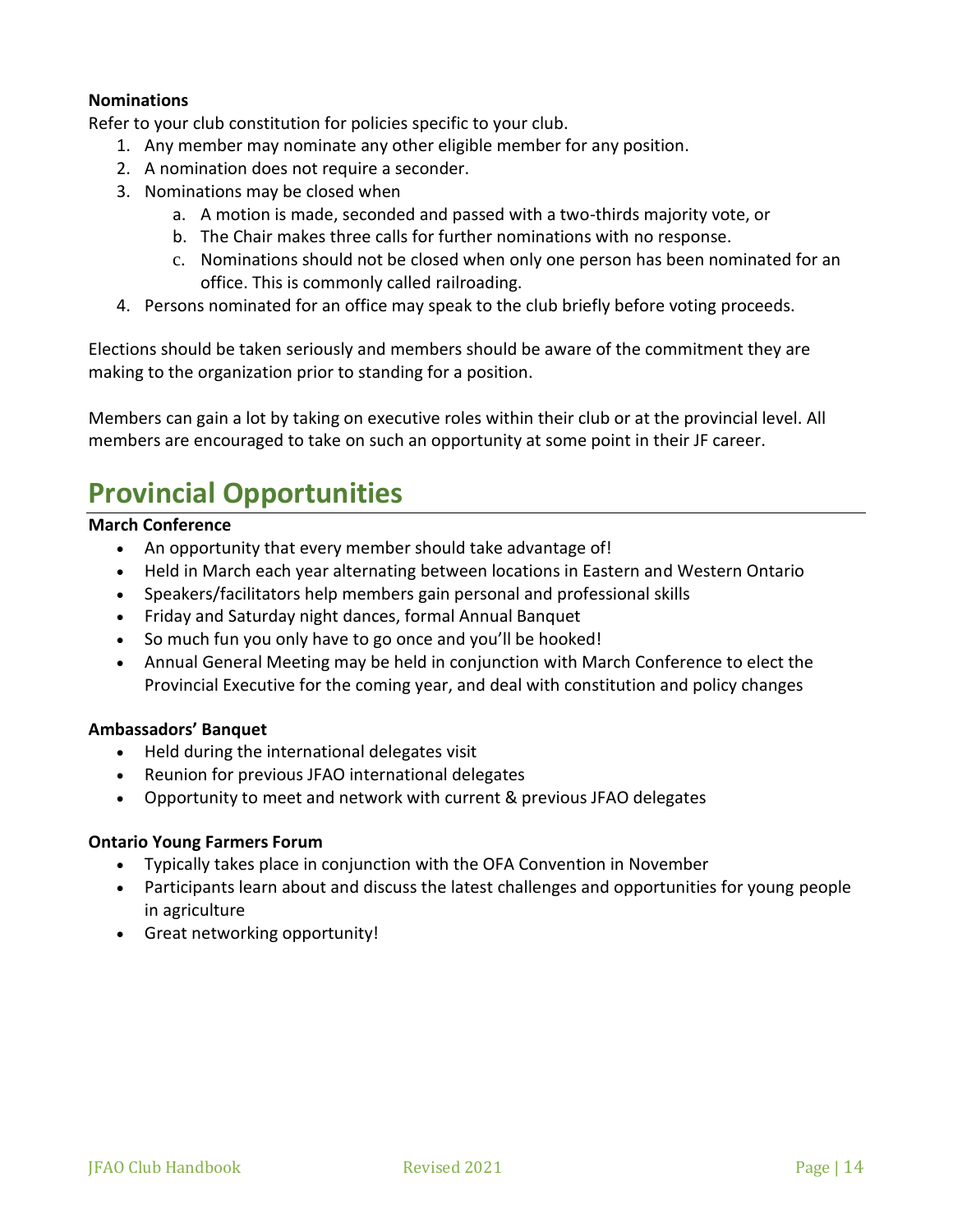**Nominations**

Refer to your club constitution for policies specific to your club.

1. Any member may nominate any other eligible member for any position.
2. A nomination does not require a seconder.
3. Nominations may be closed when
    a. A motion is made, seconded and passed with a two-thirds majority vote, or
    b. The Chair makes three calls for further nominations with no response.
    c. Nominations should not be closed when only one person has been nominated for an office. This is commonly called railroading.
4. Persons nominated for an office may speak to the club briefly before voting proceeds.

Elections should be taken seriously and members should be aware of the commitment they are making to the organization prior to standing for a position.

Members can gain a lot by taking on executive roles within their club or at the provincial level. All members are encouraged to take on such an opportunity at some point in their JF career.

# Provincial Opportunities

**March Conference**

- An opportunity that every member should take advantage of!
- Held in March each year alternating between locations in Eastern and Western Ontario
- Speakers/facilitators help members gain personal and professional skills
- Friday and Saturday night dances, formal Annual Banquet
- So much fun you only have to go once and you'll be hooked!
- Annual General Meeting may be held in conjunction with March Conference to elect the Provincial Executive for the coming year, and deal with constitution and policy changes

**Ambassadors' Banquet**

- Held during the international delegates visit
- Reunion for previous JFAO international delegates
- Opportunity to meet and network with current & previous JFAO delegates

**Ontario Young Farmers Forum**

- Typically takes place in conjunction with the OFA Convention in November
- Participants learn about and discuss the latest challenges and opportunities for young people in agriculture
- Great networking opportunity!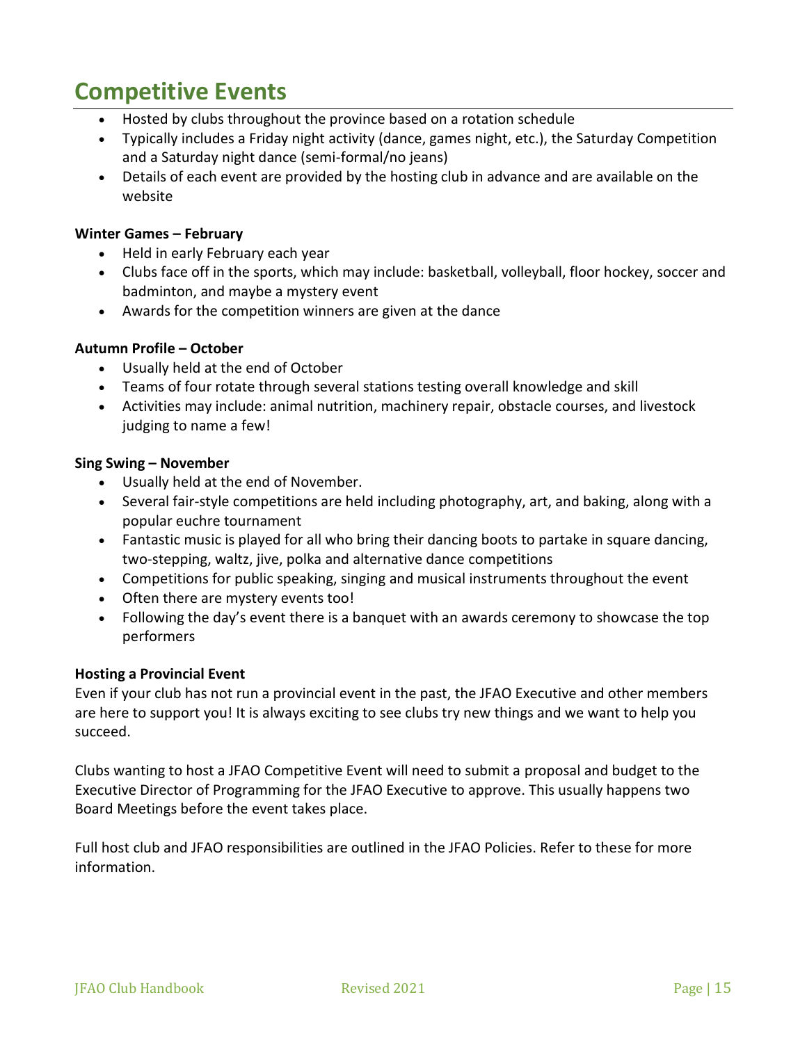# Competitive Events

- Hosted by clubs throughout the province based on a rotation schedule
- Typically includes a Friday night activity (dance, games night, etc.), the Saturday Competition and a Saturday night dance (semi-formal/no jeans)
- Details of each event are provided by the hosting club in advance and are available on the website

**Winter Games – February**

- Held in early February each year
- Clubs face off in the sports, which may include: basketball, volleyball, floor hockey, soccer and badminton, and maybe a mystery event
- Awards for the competition winners are given at the dance

**Autumn Profile – October**

- Usually held at the end of October
- Teams of four rotate through several stations testing overall knowledge and skill
- Activities may include: animal nutrition, machinery repair, obstacle courses, and livestock judging to name a few!

**Sing Swing – November**

- Usually held at the end of November.
- Several fair-style competitions are held including photography, art, and baking, along with a popular euchre tournament
- Fantastic music is played for all who bring their dancing boots to partake in square dancing, two-stepping, waltz, jive, polka and alternative dance competitions
- Competitions for public speaking, singing and musical instruments throughout the event
- Often there are mystery events too!
- Following the day's event there is a banquet with an awards ceremony to showcase the top performers

**Hosting a Provincial Event**

Even if your club has not run a provincial event in the past, the JFAO Executive and other members are here to support you! It is always exciting to see clubs try new things and we want to help you succeed.

Clubs wanting to host a JFAO Competitive Event will need to submit a proposal and budget to the Executive Director of Programming for the JFAO Executive to approve. This usually happens two Board Meetings before the event takes place.

Full host club and JFAO responsibilities are outlined in the JFAO Policies. Refer to these for more information.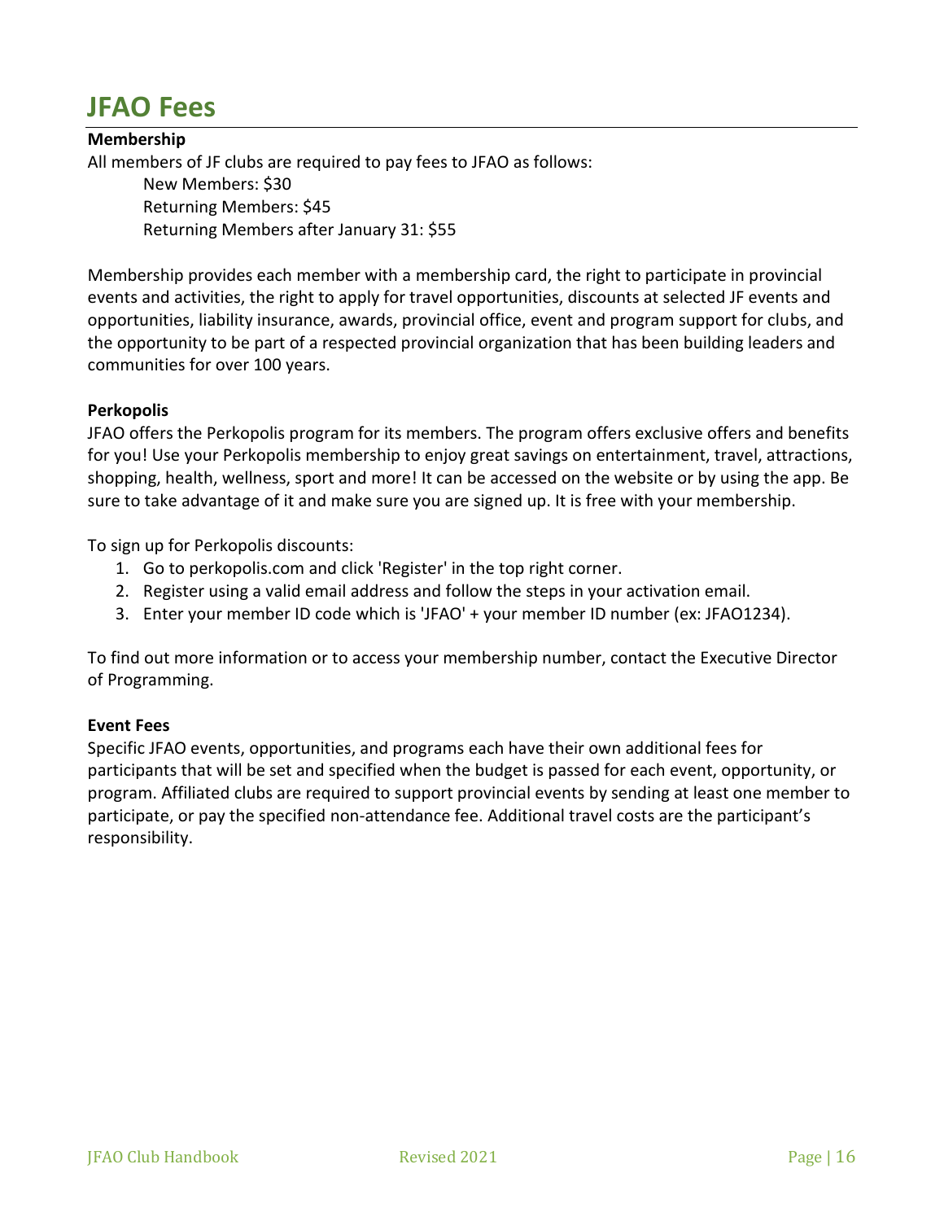# JFAO Fees

**Membership**

All members of JF clubs are required to pay fees to JFAO as follows:

New Members: $30
Returning Members: $45
Returning Members after January 31: $55

Membership provides each member with a membership card, the right to participate in provincial events and activities, the right to apply for travel opportunities, discounts at selected JF events and opportunities, liability insurance, awards, provincial office, event and program support for clubs, and the opportunity to be part of a respected provincial organization that has been building leaders and communities for over 100 years.

**Perkopolis**

JFAO offers the Perkopolis program for its members. The program offers exclusive offers and benefits for you! Use your Perkopolis membership to enjoy great savings on entertainment, travel, attractions, shopping, health, wellness, sport and more! It can be accessed on the website or by using the app. Be sure to take advantage of it and make sure you are signed up. It is free with your membership.

To sign up for Perkopolis discounts:

1. Go to perkopolis.com and click 'Register' in the top right corner.
2. Register using a valid email address and follow the steps in your activation email.
3. Enter your member ID code which is 'JFAO' + your member ID number (ex: JFAO1234).

To find out more information or to access your membership number, contact the Executive Director of Programming.

**Event Fees**

Specific JFAO events, opportunities, and programs each have their own additional fees for participants that will be set and specified when the budget is passed for each event, opportunity, or program. Affiliated clubs are required to support provincial events by sending at least one member to participate, or pay the specified non-attendance fee. Additional travel costs are the participant's responsibility.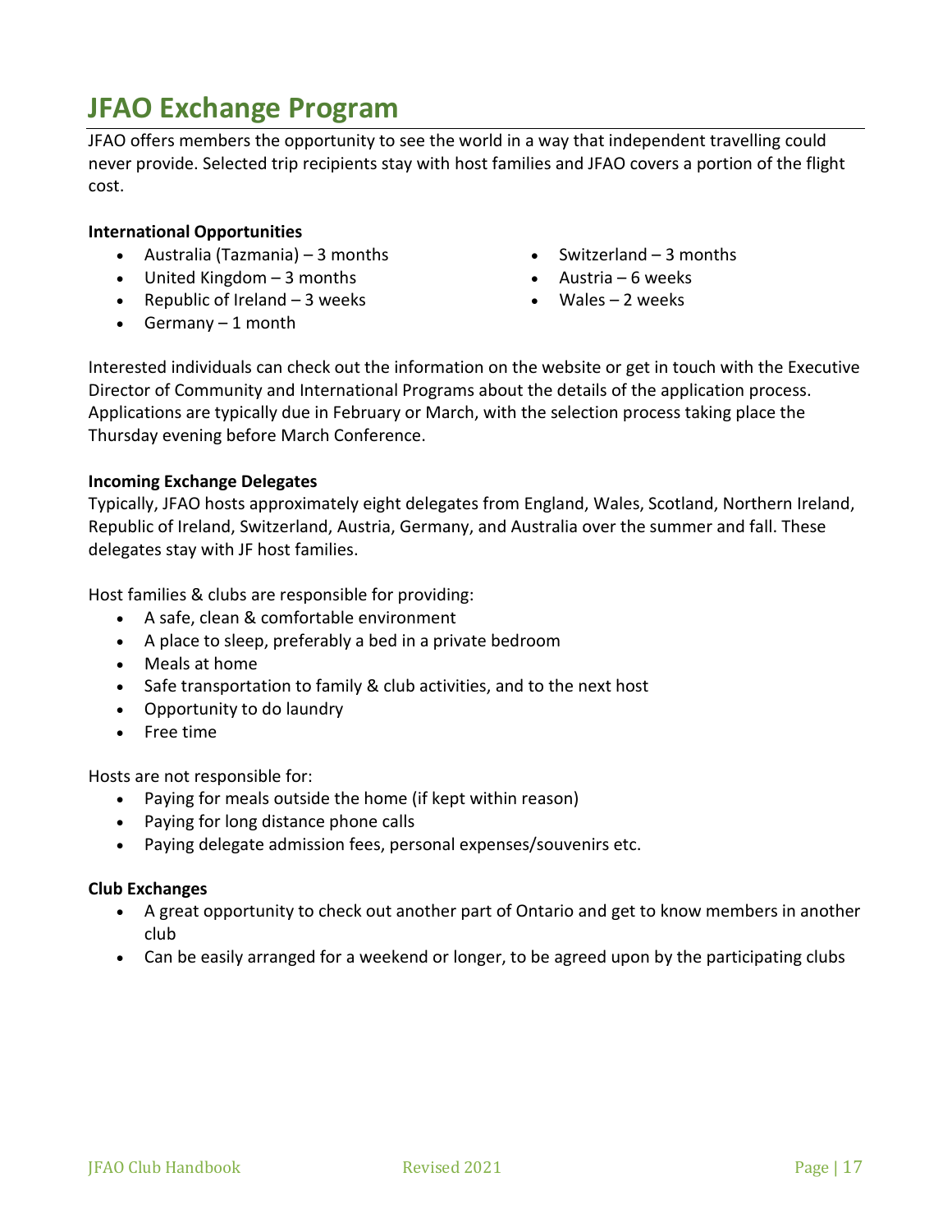# JFAO Exchange Program

JFAO offers members the opportunity to see the world in a way that independent travelling could never provide. Selected trip recipients stay with host families and JFAO covers a portion of the flight cost.

**International Opportunities**

- Australia (Tazmania) – 3 months
- United Kingdom – 3 months
- Republic of Ireland – 3 weeks
- Germany – 1 month
- Switzerland – 3 months
- Austria – 6 weeks
- Wales – 2 weeks

Interested individuals can check out the information on the website or get in touch with the Executive Director of Community and International Programs about the details of the application process. Applications are typically due in February or March, with the selection process taking place the Thursday evening before March Conference.

**Incoming Exchange Delegates**

Typically, JFAO hosts approximately eight delegates from England, Wales, Scotland, Northern Ireland, Republic of Ireland, Switzerland, Austria, Germany, and Australia over the summer and fall. These delegates stay with JF host families.

Host families & clubs are responsible for providing:

- A safe, clean & comfortable environment
- A place to sleep, preferably a bed in a private bedroom
- Meals at home
- Safe transportation to family & club activities, and to the next host
- Opportunity to do laundry
- Free time

Hosts are not responsible for:

- Paying for meals outside the home (if kept within reason)
- Paying for long distance phone calls
- Paying delegate admission fees, personal expenses/souvenirs etc.

**Club Exchanges**

- A great opportunity to check out another part of Ontario and get to know members in another club
- Can be easily arranged for a weekend or longer, to be agreed upon by the participating clubs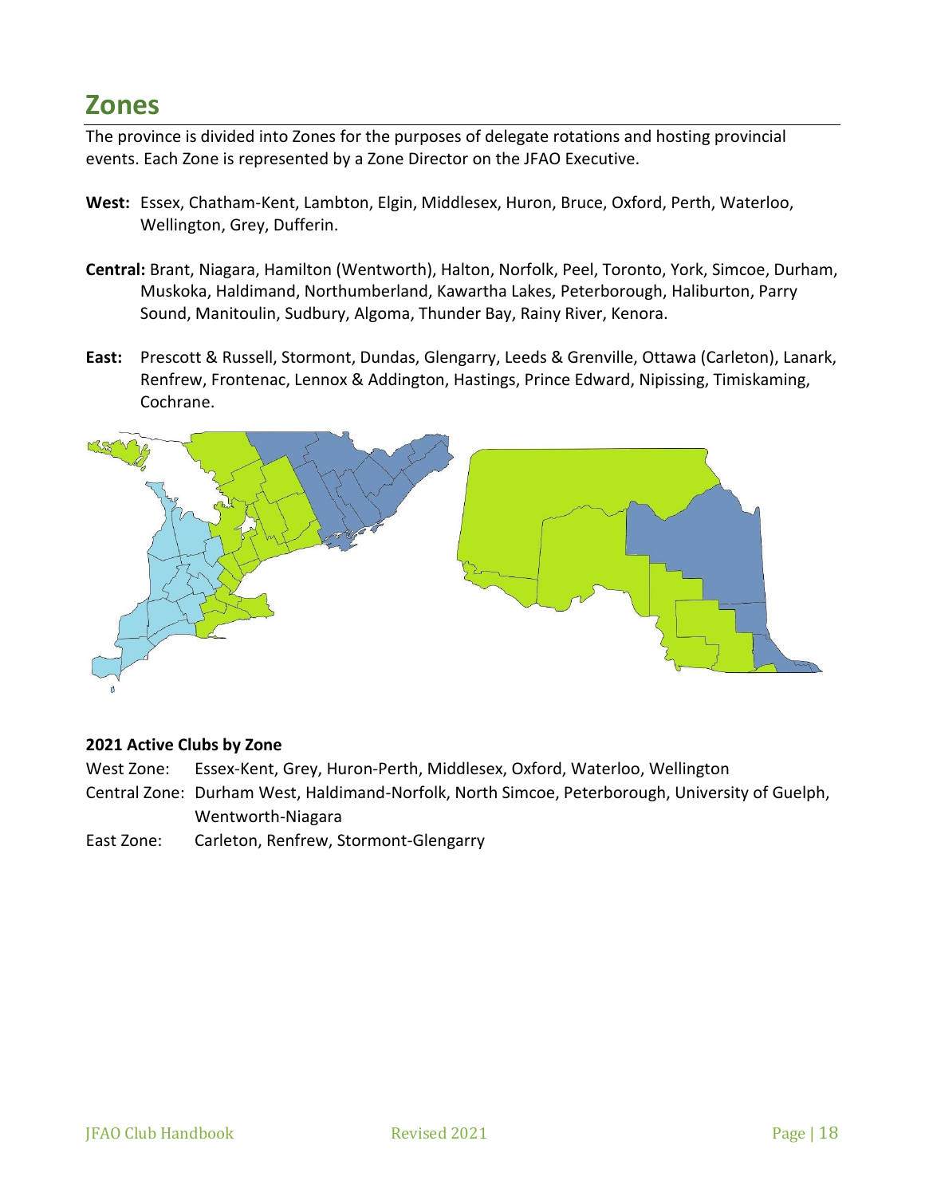## Zones

The province is divided into Zones for the purposes of delegate rotations and hosting provincial events. Each Zone is represented by a Zone Director on the JFAO Executive.

**West:** Essex, Chatham-Kent, Lambton, Elgin, Middlesex, Huron, Bruce, Oxford, Perth, Waterloo, Wellington, Grey, Dufferin.

**Central:** Brant, Niagara, Hamilton (Wentworth), Halton, Norfolk, Peel, Toronto, York, Simcoe, Durham, Muskoka, Haldimand, Northumberland, Kawartha Lakes, Peterborough, Haliburton, Parry Sound, Manitoulin, Sudbury, Algoma, Thunder Bay, Rainy River, Kenora.

**East:** Prescott & Russell, Stormont, Dundas, Glengarry, Leeds & Grenville, Ottawa (Carleton), Lanark, Renfrew, Frontenac, Lennox & Addington, Hastings, Prince Edward, Nipissing, Timiskaming, Cochrane.

**2021 Active Clubs by Zone**

West Zone: Essex-Kent, Grey, Huron-Perth, Middlesex, Oxford, Waterloo, Wellington

Central Zone: Durham West, Haldimand-Norfolk, North Simcoe, Peterborough, University of Guelph, Wentworth-Niagara

East Zone: Carleton, Renfrew, Stormont-Glengarry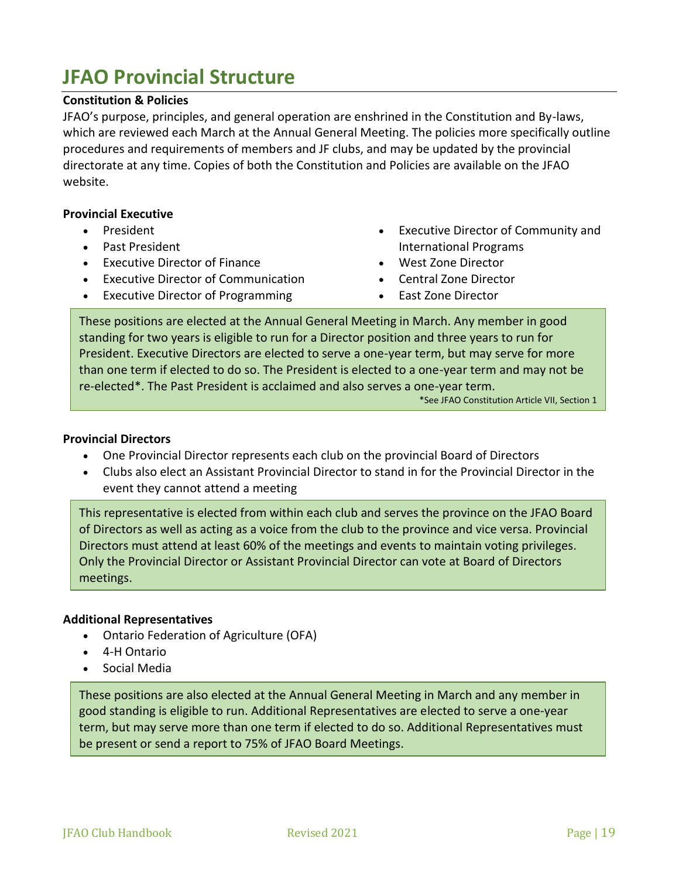# JFAO Provincial Structure

**Constitution & Policies**

JFAO's purpose, principles, and general operation are enshrined in the Constitution and By-laws, which are reviewed each March at the Annual General Meeting. The policies more specifically outline procedures and requirements of members and JF clubs, and may be updated by the provincial directorate at any time. Copies of both the Constitution and Policies are available on the JFAO website.

**Provincial Executive**

- President
- Past President
- Executive Director of Finance
- Executive Director of Communication
- Executive Director of Programming
- Executive Director of Community and International Programs
- West Zone Director
- Central Zone Director
- East Zone Director

These positions are elected at the Annual General Meeting in March. Any member in good standing for two years is eligible to run for a Director position and three years to run for President. Executive Directors are elected to serve a one-year term, but may serve for more than one term if elected to do so. The President is elected to a one-year term and may not be re-elected*. The Past President is acclaimed and also serves a one-year term.

*See JFAO Constitution Article VII, Section 1

**Provincial Directors**

- One Provincial Director represents each club on the provincial Board of Directors
- Clubs also elect an Assistant Provincial Director to stand in for the Provincial Director in the event they cannot attend a meeting

This representative is elected from within each club and serves the province on the JFAO Board of Directors as well as acting as a voice from the club to the province and vice versa. Provincial Directors must attend at least 60% of the meetings and events to maintain voting privileges. Only the Provincial Director or Assistant Provincial Director can vote at Board of Directors meetings.

**Additional Representatives**

- Ontario Federation of Agriculture (OFA)
- 4-H Ontario
- Social Media

These positions are also elected at the Annual General Meeting in March and any member in good standing is eligible to run. Additional Representatives are elected to serve a one-year term, but may serve more than one term if elected to do so. Additional Representatives must be present or send a report to 75% of JFAO Board Meetings.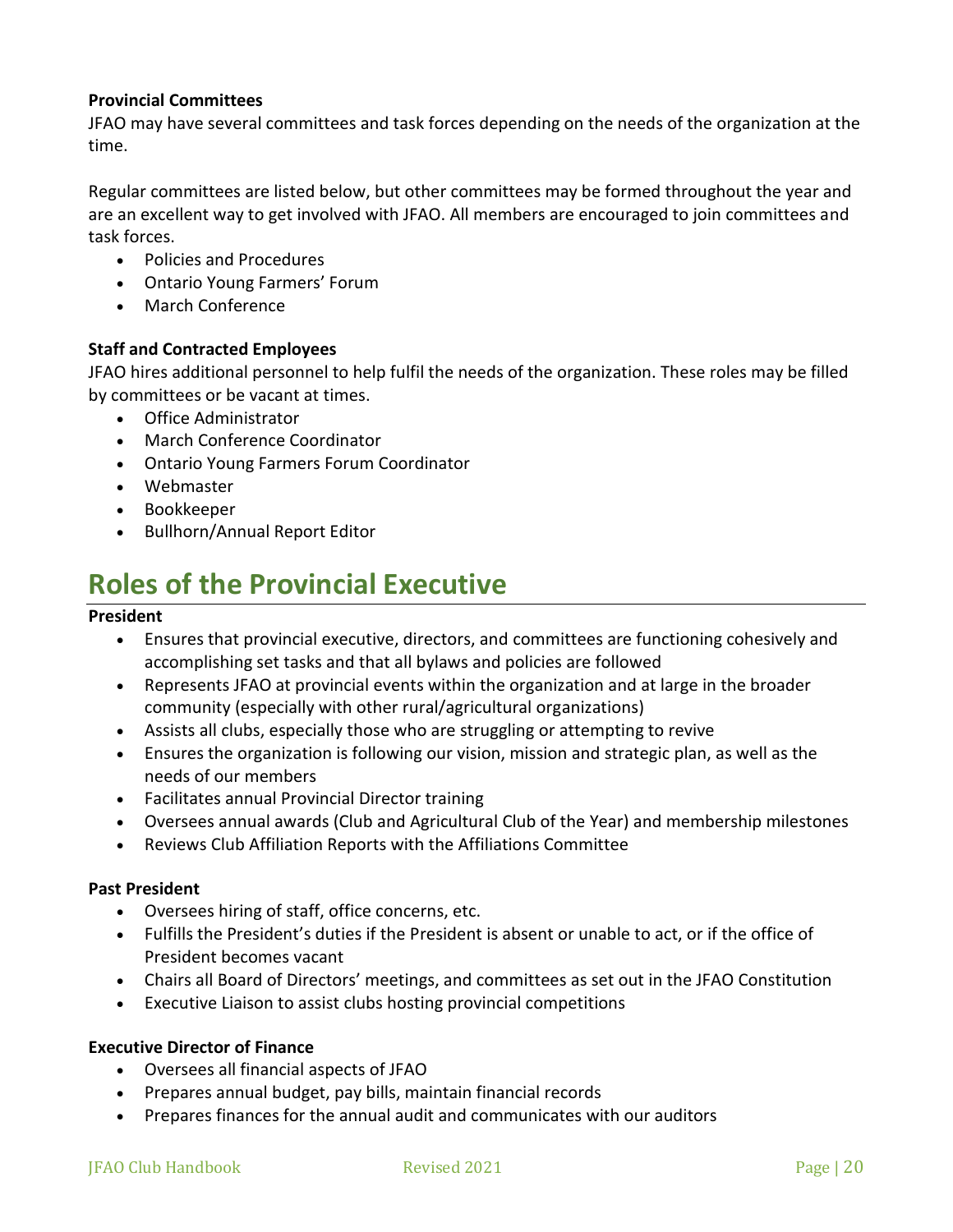**Provincial Committees**

JFAO may have several committees and task forces depending on the needs of the organization at the time.

Regular committees are listed below, but other committees may be formed throughout the year and are an excellent way to get involved with JFAO. All members are encouraged to join committees and task forces.

- Policies and Procedures
- Ontario Young Farmers' Forum
- March Conference

**Staff and Contracted Employees**

JFAO hires additional personnel to help fulfil the needs of the organization. These roles may be filled by committees or be vacant at times.

- Office Administrator
- March Conference Coordinator
- Ontario Young Farmers Forum Coordinator
- Webmaster
- Bookkeeper
- Bullhorn/Annual Report Editor

# Roles of the Provincial Executive

**President**

- Ensures that provincial executive, directors, and committees are functioning cohesively and accomplishing set tasks and that all bylaws and policies are followed
- Represents JFAO at provincial events within the organization and at large in the broader community (especially with other rural/agricultural organizations)
- Assists all clubs, especially those who are struggling or attempting to revive
- Ensures the organization is following our vision, mission and strategic plan, as well as the needs of our members
- Facilitates annual Provincial Director training
- Oversees annual awards (Club and Agricultural Club of the Year) and membership milestones
- Reviews Club Affiliation Reports with the Affiliations Committee

**Past President**

- Oversees hiring of staff, office concerns, etc.
- Fulfills the President's duties if the President is absent or unable to act, or if the office of President becomes vacant
- Chairs all Board of Directors' meetings, and committees as set out in the JFAO Constitution
- Executive Liaison to assist clubs hosting provincial competitions

**Executive Director of Finance**

- Oversees all financial aspects of JFAO
- Prepares annual budget, pay bills, maintain financial records
- Prepares finances for the annual audit and communicates with our auditors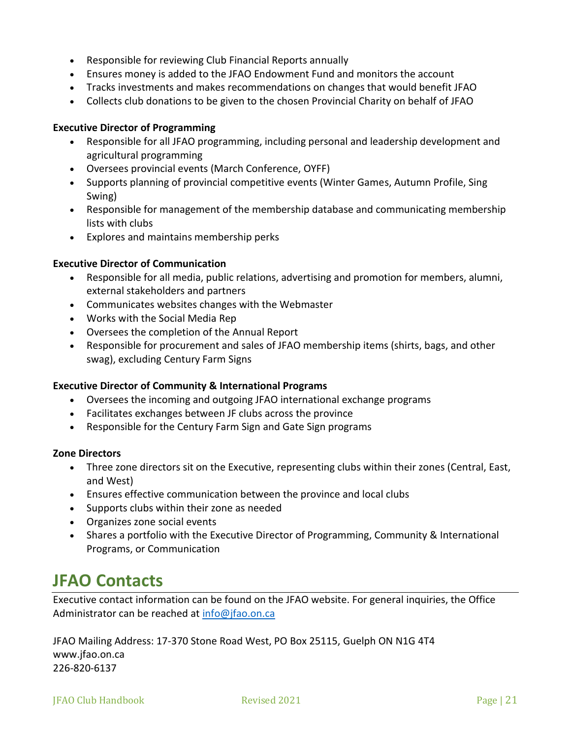- Responsible for reviewing Club Financial Reports annually
- Ensures money is added to the JFAO Endowment Fund and monitors the account
- Tracks investments and makes recommendations on changes that would benefit JFAO
- Collects club donations to be given to the chosen Provincial Charity on behalf of JFAO

**Executive Director of Programming**

- Responsible for all JFAO programming, including personal and leadership development and agricultural programming
- Oversees provincial events (March Conference, OYFF)
- Supports planning of provincial competitive events (Winter Games, Autumn Profile, Sing Swing)
- Responsible for management of the membership database and communicating membership lists with clubs
- Explores and maintains membership perks

**Executive Director of Communication**

- Responsible for all media, public relations, advertising and promotion for members, alumni, external stakeholders and partners
- Communicates websites changes with the Webmaster
- Works with the Social Media Rep
- Oversees the completion of the Annual Report
- Responsible for procurement and sales of JFAO membership items (shirts, bags, and other swag), excluding Century Farm Signs

**Executive Director of Community & International Programs**

- Oversees the incoming and outgoing JFAO international exchange programs
- Facilitates exchanges between JF clubs across the province
- Responsible for the Century Farm Sign and Gate Sign programs

**Zone Directors**

- Three zone directors sit on the Executive, representing clubs within their zones (Central, East, and West)
- Ensures effective communication between the province and local clubs
- Supports clubs within their zone as needed
- Organizes zone social events
- Shares a portfolio with the Executive Director of Programming, Community & International Programs, or Communication

# JFAO Contacts

Executive contact information can be found on the JFAO website. For general inquiries, the Office Administrator can be reached at info@jfao.on.ca

JFAO Mailing Address: 17-370 Stone Road West, PO Box 25115, Guelph ON N1G 4T4
www.jfao.on.ca
226-820-6137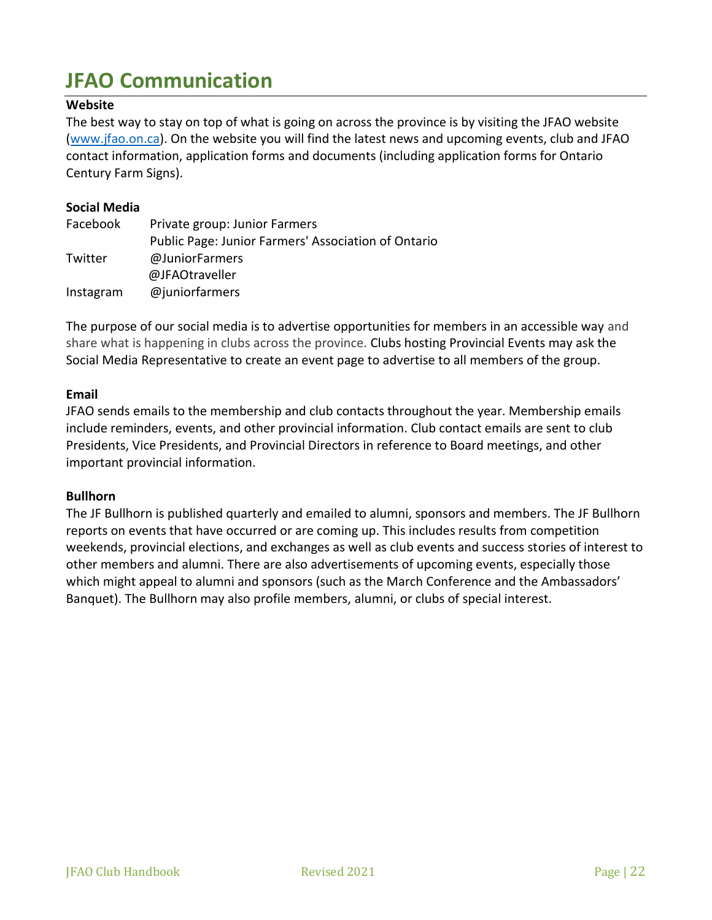# JFAO Communication

**Website**

The best way to stay on top of what is going on across the province is by visiting the JFAO website ([www.jfao.on.ca](http://www.jfao.on.ca)). On the website you will find the latest news and upcoming events, club and JFAO contact information, application forms and documents (including application forms for Ontario Century Farm Signs).

**Social Media**

| | |
|---|---|
| Facebook | Private group: Junior Farmers |
| | Public Page: Junior Farmers' Association of Ontario |
| Twitter | @JuniorFarmers |
| | @JFAOtraveller |
| Instagram | @juniorfarmers |

The purpose of our social media is to advertise opportunities for members in an accessible way and share what is happening in clubs across the province. Clubs hosting Provincial Events may ask the Social Media Representative to create an event page to advertise to all members of the group.

**Email**

JFAO sends emails to the membership and club contacts throughout the year. Membership emails include reminders, events, and other provincial information. Club contact emails are sent to club Presidents, Vice Presidents, and Provincial Directors in reference to Board meetings, and other important provincial information.

**Bullhorn**

The JF Bullhorn is published quarterly and emailed to alumni, sponsors and members. The JF Bullhorn reports on events that have occurred or are coming up. This includes results from competition weekends, provincial elections, and exchanges as well as club events and success stories of interest to other members and alumni. There are also advertisements of upcoming events, especially those which might appeal to alumni and sponsors (such as the March Conference and the Ambassadors' Banquet). The Bullhorn may also profile members, alumni, or clubs of special interest.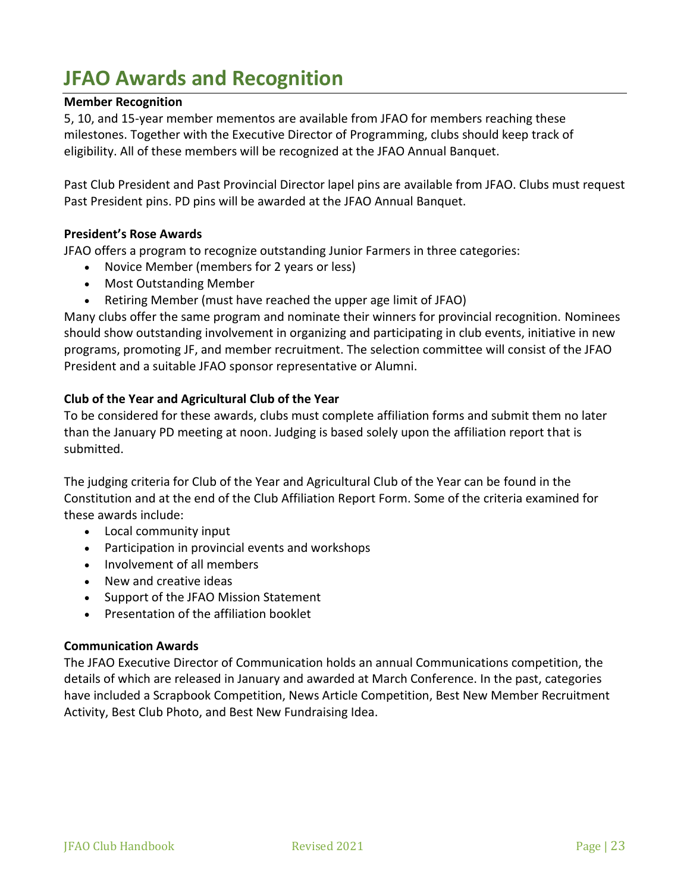# JFAO Awards and Recognition

**Member Recognition**

5, 10, and 15-year member mementos are available from JFAO for members reaching these milestones. Together with the Executive Director of Programming, clubs should keep track of eligibility. All of these members will be recognized at the JFAO Annual Banquet.

Past Club President and Past Provincial Director lapel pins are available from JFAO. Clubs must request Past President pins. PD pins will be awarded at the JFAO Annual Banquet.

**President's Rose Awards**

JFAO offers a program to recognize outstanding Junior Farmers in three categories:

- Novice Member (members for 2 years or less)
- Most Outstanding Member
- Retiring Member (must have reached the upper age limit of JFAO)

Many clubs offer the same program and nominate their winners for provincial recognition. Nominees should show outstanding involvement in organizing and participating in club events, initiative in new programs, promoting JF, and member recruitment. The selection committee will consist of the JFAO President and a suitable JFAO sponsor representative or Alumni.

**Club of the Year and Agricultural Club of the Year**

To be considered for these awards, clubs must complete affiliation forms and submit them no later than the January PD meeting at noon. Judging is based solely upon the affiliation report that is submitted.

The judging criteria for Club of the Year and Agricultural Club of the Year can be found in the Constitution and at the end of the Club Affiliation Report Form. Some of the criteria examined for these awards include:

- Local community input
- Participation in provincial events and workshops
- Involvement of all members
- New and creative ideas
- Support of the JFAO Mission Statement
- Presentation of the affiliation booklet

**Communication Awards**

The JFAO Executive Director of Communication holds an annual Communications competition, the details of which are released in January and awarded at March Conference. In the past, categories have included a Scrapbook Competition, News Article Competition, Best New Member Recruitment Activity, Best Club Photo, and Best New Fundraising Idea.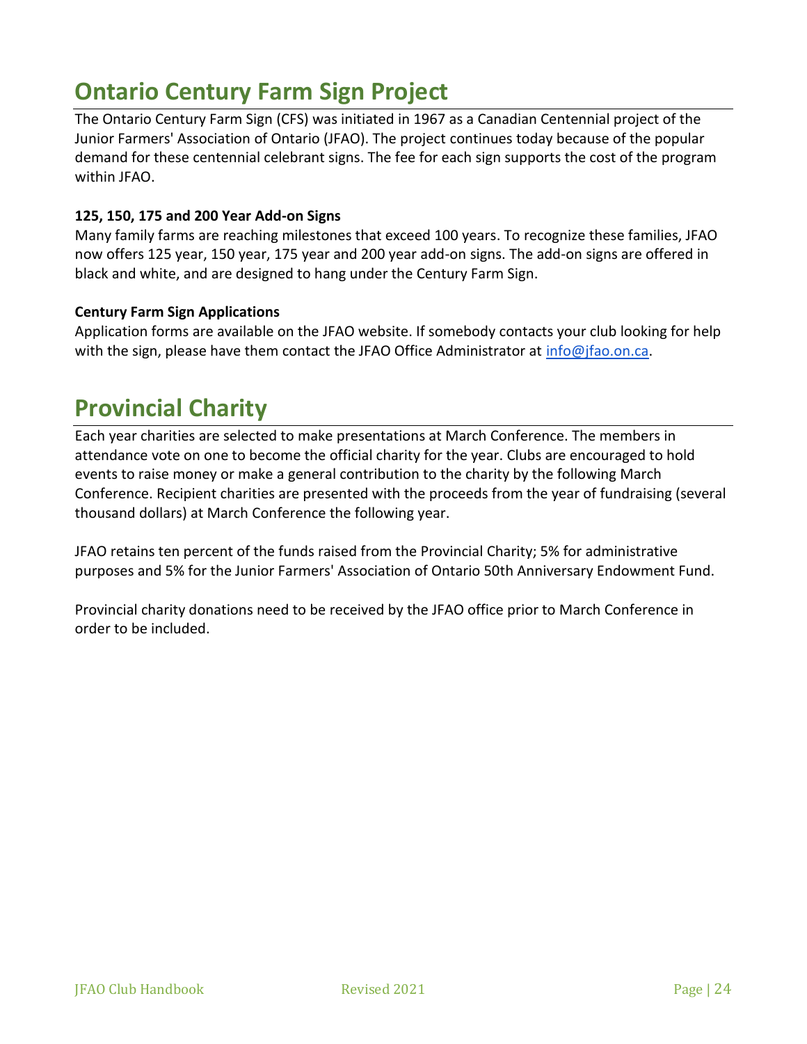# Ontario Century Farm Sign Project

The Ontario Century Farm Sign (CFS) was initiated in 1967 as a Canadian Centennial project of the Junior Farmers' Association of Ontario (JFAO). The project continues today because of the popular demand for these centennial celebrant signs. The fee for each sign supports the cost of the program within JFAO.

**125, 150, 175 and 200 Year Add-on Signs**

Many family farms are reaching milestones that exceed 100 years. To recognize these families, JFAO now offers 125 year, 150 year, 175 year and 200 year add-on signs. The add-on signs are offered in black and white, and are designed to hang under the Century Farm Sign.

**Century Farm Sign Applications**

Application forms are available on the JFAO website. If somebody contacts your club looking for help with the sign, please have them contact the JFAO Office Administrator at info@jfao.on.ca.

# Provincial Charity

Each year charities are selected to make presentations at March Conference. The members in attendance vote on one to become the official charity for the year. Clubs are encouraged to hold events to raise money or make a general contribution to the charity by the following March Conference. Recipient charities are presented with the proceeds from the year of fundraising (several thousand dollars) at March Conference the following year.

JFAO retains ten percent of the funds raised from the Provincial Charity; 5% for administrative purposes and 5% for the Junior Farmers' Association of Ontario 50th Anniversary Endowment Fund.

Provincial charity donations need to be received by the JFAO office prior to March Conference in order to be included.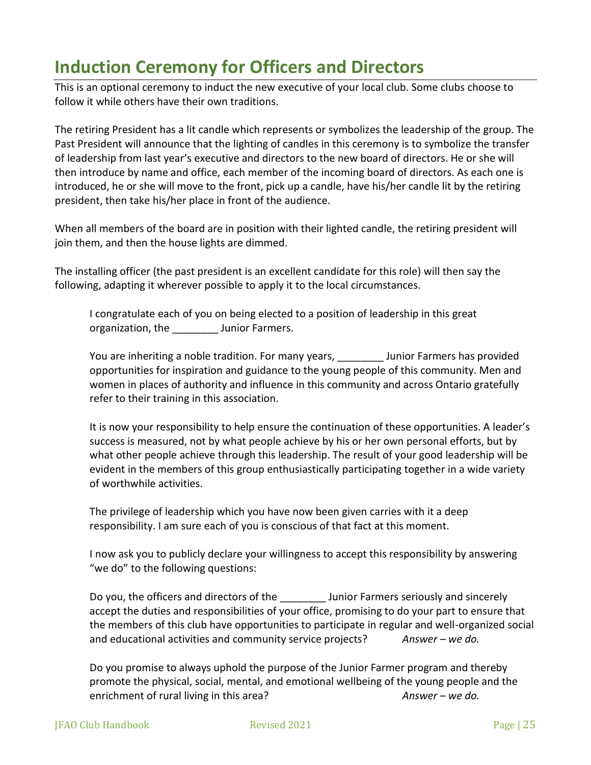# Induction Ceremony for Officers and Directors

This is an optional ceremony to induct the new executive of your local club. Some clubs choose to follow it while others have their own traditions.

The retiring President has a lit candle which represents or symbolizes the leadership of the group. The Past President will announce that the lighting of candles in this ceremony is to symbolize the transfer of leadership from last year's executive and directors to the new board of directors. He or she will then introduce by name and office, each member of the incoming board of directors. As each one is introduced, he or she will move to the front, pick up a candle, have his/her candle lit by the retiring president, then take his/her place in front of the audience.

When all members of the board are in position with their lighted candle, the retiring president will join them, and then the house lights are dimmed.

The installing officer (the past president is an excellent candidate for this role) will then say the following, adapting it wherever possible to apply it to the local circumstances.

> I congratulate each of you on being elected to a position of leadership in this great organization, the ________ Junior Farmers.
>
> You are inheriting a noble tradition. For many years, ________ Junior Farmers has provided opportunities for inspiration and guidance to the young people of this community. Men and women in places of authority and influence in this community and across Ontario gratefully refer to their training in this association.
>
> It is now your responsibility to help ensure the continuation of these opportunities. A leader's success is measured, not by what people achieve by his or her own personal efforts, but by what other people achieve through this leadership. The result of your good leadership will be evident in the members of this group enthusiastically participating together in a wide variety of worthwhile activities.
>
> The privilege of leadership which you have now been given carries with it a deep responsibility. I am sure each of you is conscious of that fact at this moment.
>
> I now ask you to publicly declare your willingness to accept this responsibility by answering "we do" to the following questions:
>
> Do you, the officers and directors of the ________ Junior Farmers seriously and sincerely accept the duties and responsibilities of your office, promising to do your part to ensure that the members of this club have opportunities to participate in regular and well-organized social and educational activities and community service projects? *Answer – we do.*
>
> Do you promise to always uphold the purpose of the Junior Farmer program and thereby promote the physical, social, mental, and emotional wellbeing of the young people and the enrichment of rural living in this area? *Answer – we do.*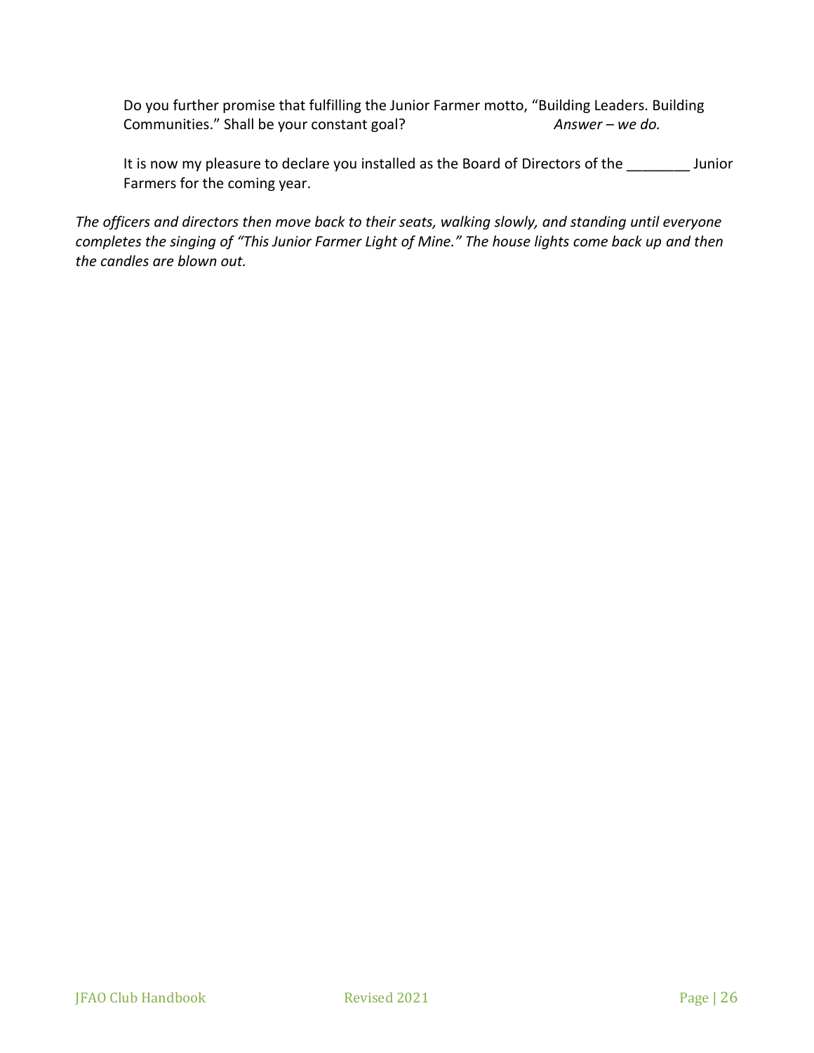Do you further promise that fulfilling the Junior Farmer motto, "Building Leaders. Building Communities." Shall be your constant goal? *Answer – we do.*

It is now my pleasure to declare you installed as the Board of Directors of the ________ Junior Farmers for the coming year.

*The officers and directors then move back to their seats, walking slowly, and standing until everyone completes the singing of "This Junior Farmer Light of Mine." The house lights come back up and then the candles are blown out.*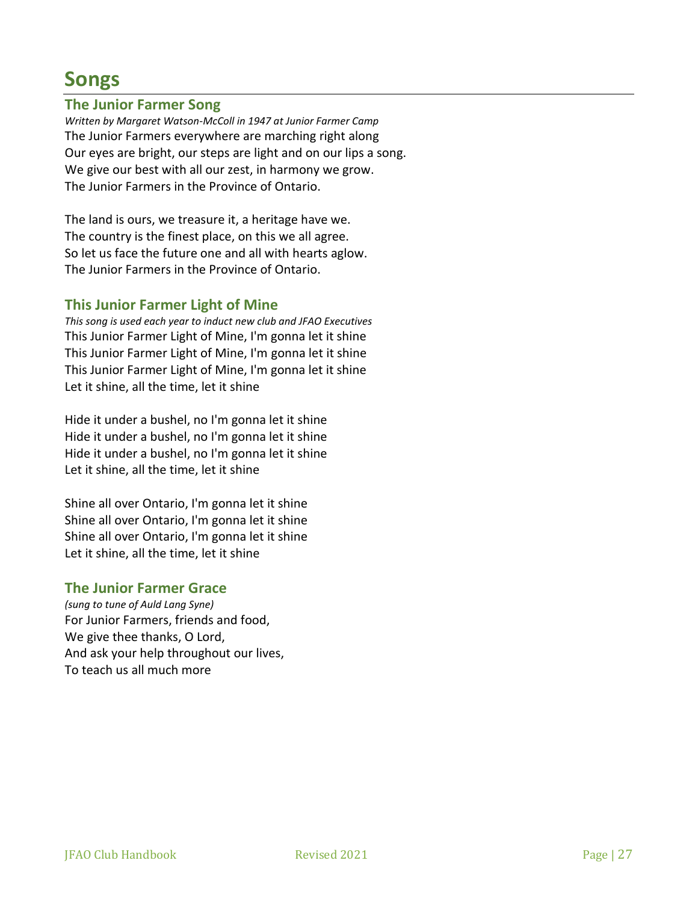# Songs

## The Junior Farmer Song

*Written by Margaret Watson-McColl in 1947 at Junior Farmer Camp*

The Junior Farmers everywhere are marching right along
Our eyes are bright, our steps are light and on our lips a song.
We give our best with all our zest, in harmony we grow.
The Junior Farmers in the Province of Ontario.

The land is ours, we treasure it, a heritage have we.
The country is the finest place, on this we all agree.
So let us face the future one and all with hearts aglow.
The Junior Farmers in the Province of Ontario.

## This Junior Farmer Light of Mine

*This song is used each year to induct new club and JFAO Executives*

This Junior Farmer Light of Mine, I'm gonna let it shine
This Junior Farmer Light of Mine, I'm gonna let it shine
This Junior Farmer Light of Mine, I'm gonna let it shine
Let it shine, all the time, let it shine

Hide it under a bushel, no I'm gonna let it shine
Hide it under a bushel, no I'm gonna let it shine
Hide it under a bushel, no I'm gonna let it shine
Let it shine, all the time, let it shine

Shine all over Ontario, I'm gonna let it shine
Shine all over Ontario, I'm gonna let it shine
Shine all over Ontario, I'm gonna let it shine
Let it shine, all the time, let it shine

## The Junior Farmer Grace

*(sung to tune of Auld Lang Syne)*

For Junior Farmers, friends and food,
We give thee thanks, O Lord,
And ask your help throughout our lives,
To teach us all much more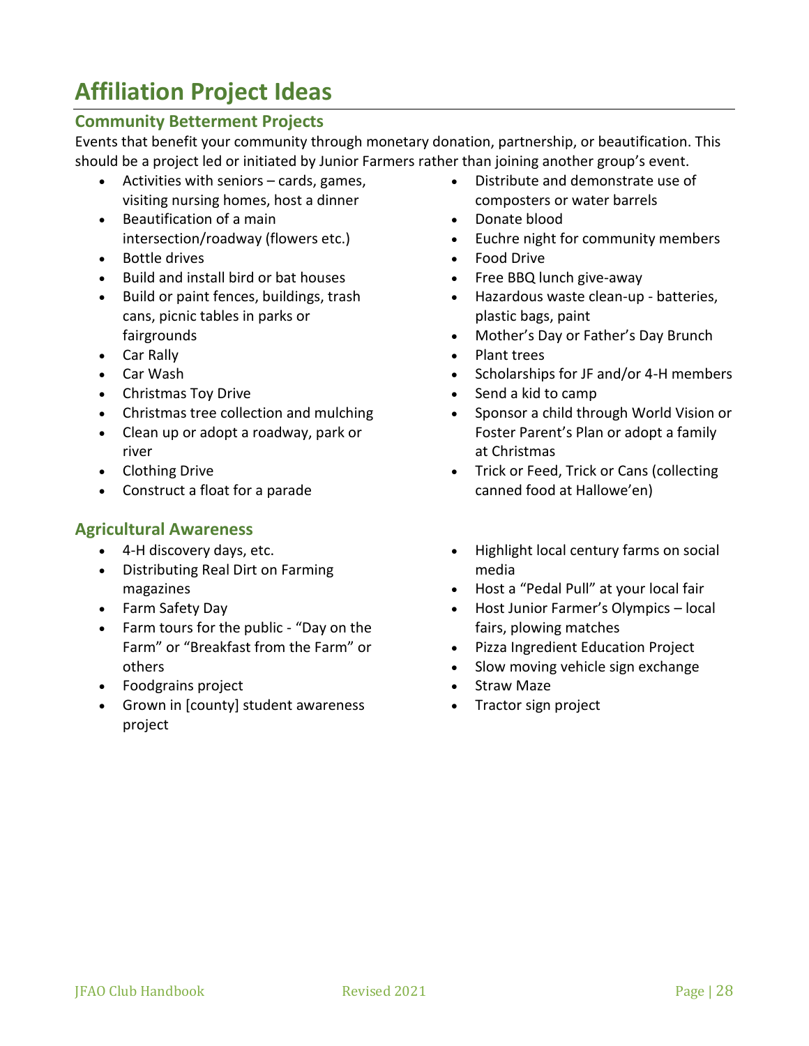# Affiliation Project Ideas

## Community Betterment Projects

Events that benefit your community through monetary donation, partnership, or beautification. This should be a project led or initiated by Junior Farmers rather than joining another group's event.

- Activities with seniors – cards, games, visiting nursing homes, host a dinner
- Beautification of a main intersection/roadway (flowers etc.)
- Bottle drives
- Build and install bird or bat houses
- Build or paint fences, buildings, trash cans, picnic tables in parks or fairgrounds
- Car Rally
- Car Wash
- Christmas Toy Drive
- Christmas tree collection and mulching
- Clean up or adopt a roadway, park or river
- Clothing Drive
- Construct a float for a parade
- Distribute and demonstrate use of composters or water barrels
- Donate blood
- Euchre night for community members
- Food Drive
- Free BBQ lunch give-away
- Hazardous waste clean-up - batteries, plastic bags, paint
- Mother's Day or Father's Day Brunch
- Plant trees
- Scholarships for JF and/or 4-H members
- Send a kid to camp
- Sponsor a child through World Vision or Foster Parent's Plan or adopt a family at Christmas
- Trick or Feed, Trick or Cans (collecting canned food at Hallowe'en)

## Agricultural Awareness

- 4-H discovery days, etc.
- Distributing Real Dirt on Farming magazines
- Farm Safety Day
- Farm tours for the public - "Day on the Farm" or "Breakfast from the Farm" or others
- Foodgrains project
- Grown in [county] student awareness project
- Highlight local century farms on social media
- Host a "Pedal Pull" at your local fair
- Host Junior Farmer's Olympics – local fairs, plowing matches
- Pizza Ingredient Education Project
- Slow moving vehicle sign exchange
- Straw Maze
- Tractor sign project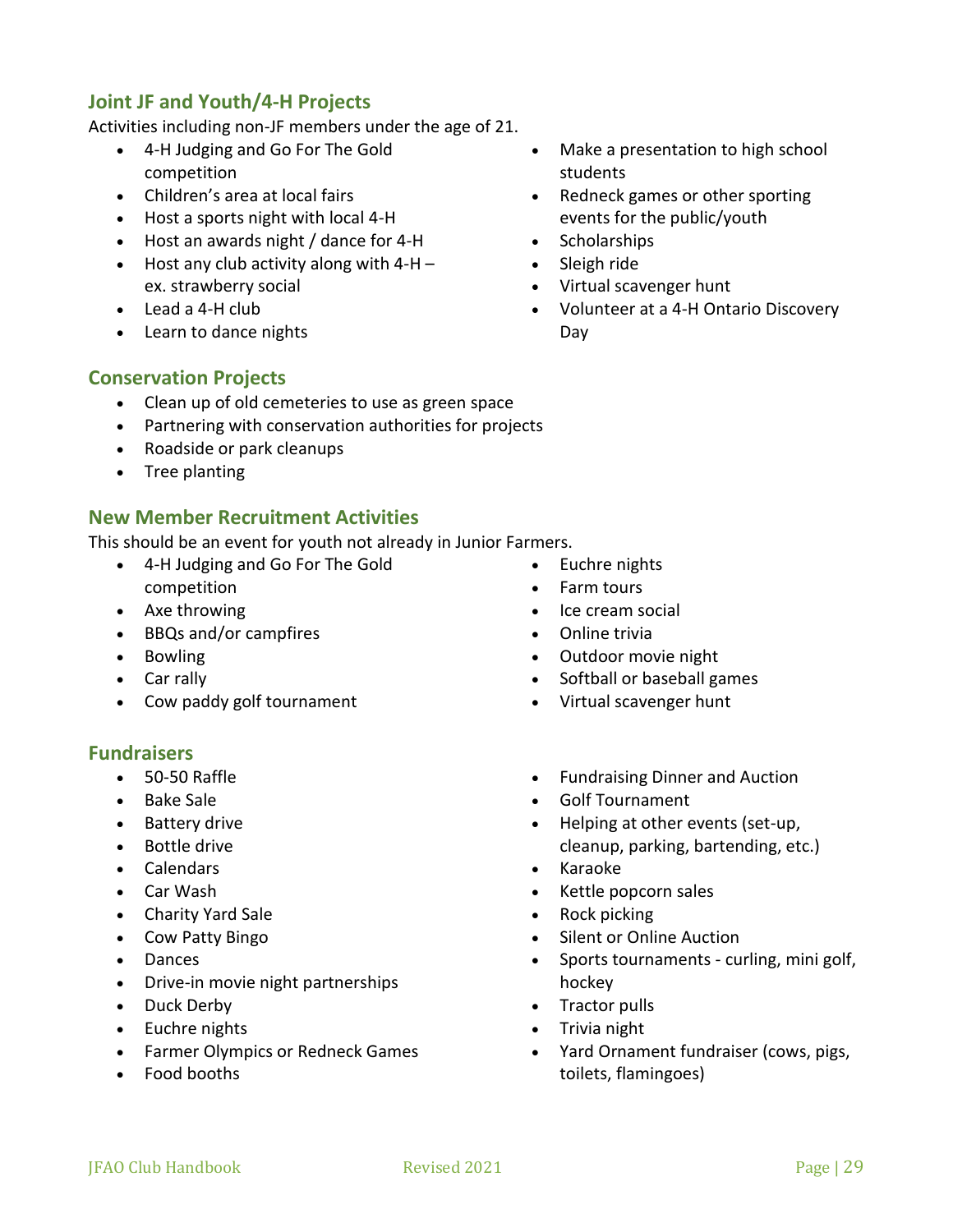## Joint JF and Youth/4-H Projects

Activities including non-JF members under the age of 21.

- 4-H Judging and Go For The Gold competition
- Children's area at local fairs
- Host a sports night with local 4-H
- Host an awards night / dance for 4-H
- Host any club activity along with 4-H – ex. strawberry social
- Lead a 4-H club
- Learn to dance nights
- Make a presentation to high school students
- Redneck games or other sporting events for the public/youth
- Scholarships
- Sleigh ride
- Virtual scavenger hunt
- Volunteer at a 4-H Ontario Discovery Day

## Conservation Projects

- Clean up of old cemeteries to use as green space
- Partnering with conservation authorities for projects
- Roadside or park cleanups
- Tree planting

## New Member Recruitment Activities

This should be an event for youth not already in Junior Farmers.

- 4-H Judging and Go For The Gold competition
- Axe throwing
- BBQs and/or campfires
- Bowling
- Car rally
- Cow paddy golf tournament
- Euchre nights
- Farm tours
- Ice cream social
- Online trivia
- Outdoor movie night
- Softball or baseball games
- Virtual scavenger hunt

## Fundraisers

- 50-50 Raffle
- Bake Sale
- Battery drive
- Bottle drive
- Calendars
- Car Wash
- Charity Yard Sale
- Cow Patty Bingo
- Dances
- Drive-in movie night partnerships
- Duck Derby
- Euchre nights
- Farmer Olympics or Redneck Games
- Food booths
- Fundraising Dinner and Auction
- Golf Tournament
- Helping at other events (set-up, cleanup, parking, bartending, etc.)
- Karaoke
- Kettle popcorn sales
- Rock picking
- Silent or Online Auction
- Sports tournaments - curling, mini golf, hockey
- Tractor pulls
- Trivia night
- Yard Ornament fundraiser (cows, pigs, toilets, flamingoes)